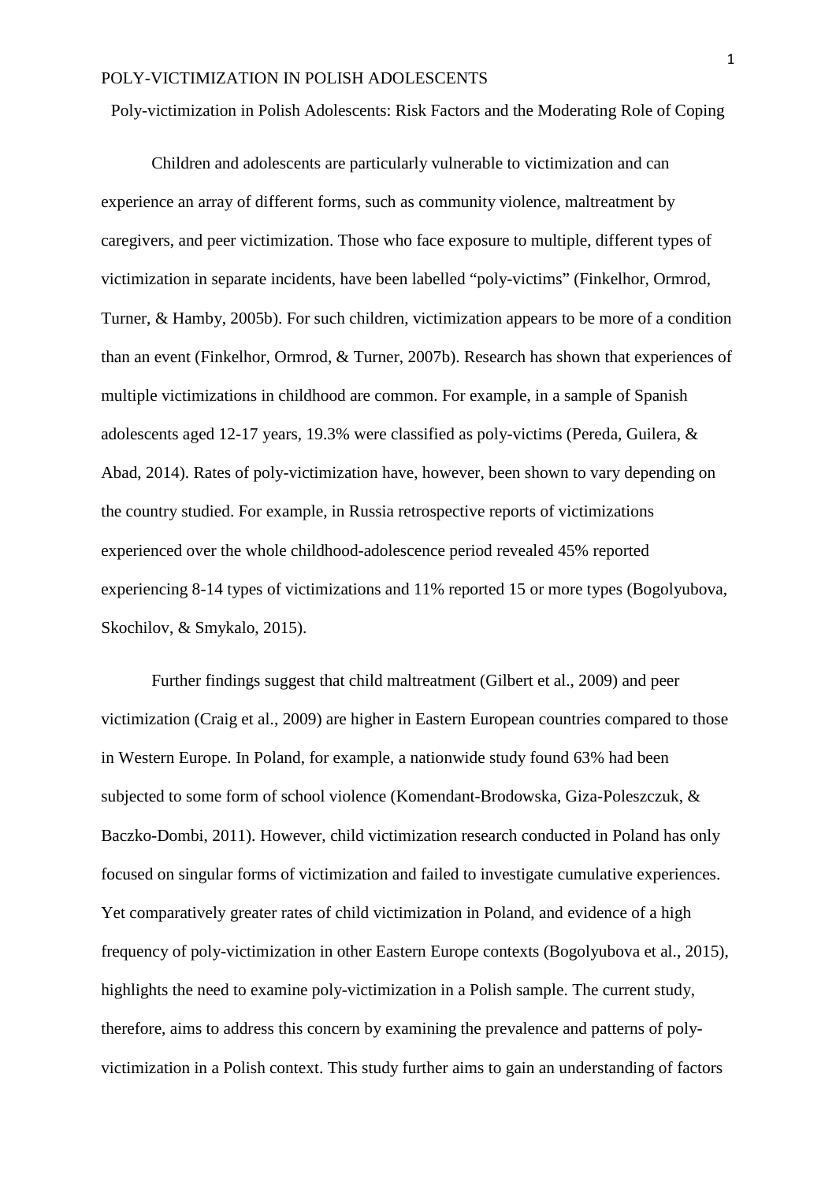# Poly-victimization in Polish Adolescents: Risk Factors and the Moderating Role of Coping

Children and adolescents are particularly vulnerable to victimization and can experience an array of different forms, such as community violence, maltreatment by caregivers, and peer victimization. Those who face exposure to multiple, different types of victimization in separate incidents, have been labelled "poly-victims" (Finkelhor, Ormrod, Turner, & Hamby, 2005b). For such children, victimization appears to be more of a condition than an event (Finkelhor, Ormrod, & Turner, 2007b). Research has shown that experiences of multiple victimizations in childhood are common. For example, in a sample of Spanish adolescents aged 12-17 years, 19.3% were classified as poly-victims (Pereda, Guilera, & Abad, 2014). Rates of poly-victimization have, however, been shown to vary depending on the country studied. For example, in Russia retrospective reports of victimizations experienced over the whole childhood-adolescence period revealed 45% reported experiencing 8-14 types of victimizations and 11% reported 15 or more types (Bogolyubova, Skochilov, & Smykalo, 2015).

Further findings suggest that child maltreatment (Gilbert et al., 2009) and peer victimization (Craig et al., 2009) are higher in Eastern European countries compared to those in Western Europe. In Poland, for example, a nationwide study found 63% had been subjected to some form of school violence (Komendant-Brodowska, Giza-Poleszczuk, & Baczko-Dombi, 2011). However, child victimization research conducted in Poland has only focused on singular forms of victimization and failed to investigate cumulative experiences. Yet comparatively greater rates of child victimization in Poland, and evidence of a high frequency of poly-victimization in other Eastern Europe contexts (Bogolyubova et al., 2015), highlights the need to examine poly-victimization in a Polish sample. The current study, therefore, aims to address this concern by examining the prevalence and patterns of poly-victimization in a Polish context. This study further aims to gain an understanding of factors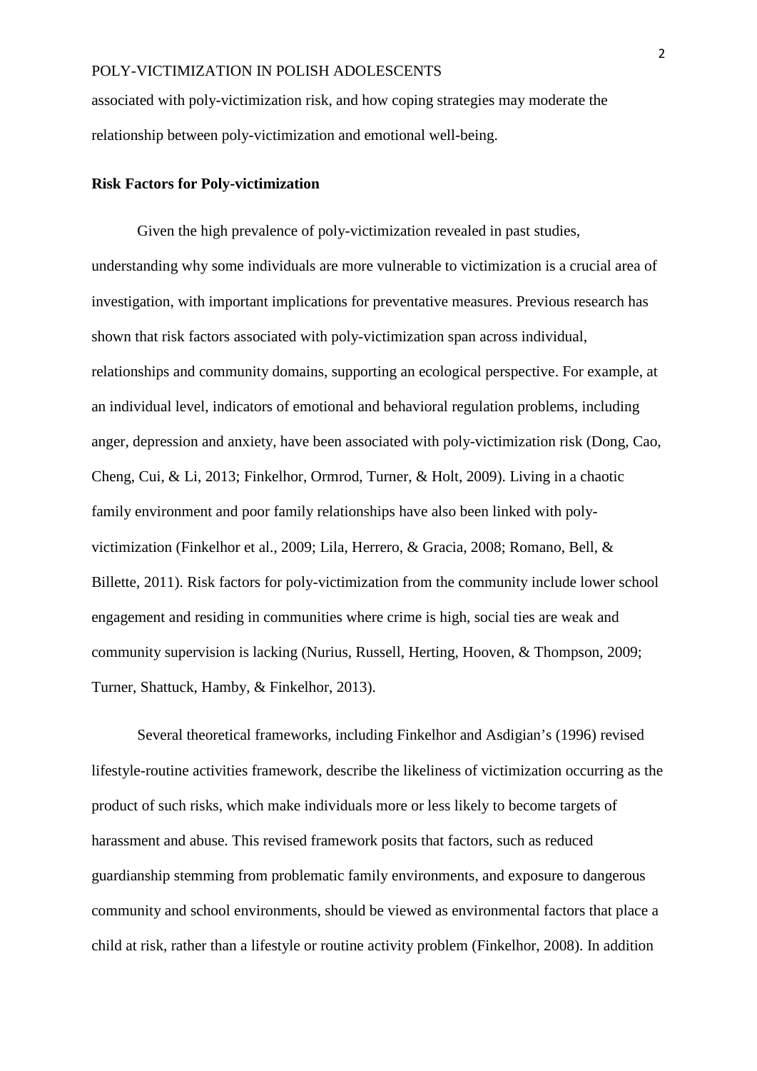associated with poly-victimization risk, and how coping strategies may moderate the relationship between poly-victimization and emotional well-being.

**Risk Factors for Poly-victimization**

Given the high prevalence of poly-victimization revealed in past studies, understanding why some individuals are more vulnerable to victimization is a crucial area of investigation, with important implications for preventative measures. Previous research has shown that risk factors associated with poly-victimization span across individual, relationships and community domains, supporting an ecological perspective. For example, at an individual level, indicators of emotional and behavioral regulation problems, including anger, depression and anxiety, have been associated with poly-victimization risk (Dong, Cao, Cheng, Cui, & Li, 2013; Finkelhor, Ormrod, Turner, & Holt, 2009). Living in a chaotic family environment and poor family relationships have also been linked with poly-victimization (Finkelhor et al., 2009; Lila, Herrero, & Gracia, 2008; Romano, Bell, & Billette, 2011). Risk factors for poly-victimization from the community include lower school engagement and residing in communities where crime is high, social ties are weak and community supervision is lacking (Nurius, Russell, Herting, Hooven, & Thompson, 2009; Turner, Shattuck, Hamby, & Finkelhor, 2013).

Several theoretical frameworks, including Finkelhor and Asdigian's (1996) revised lifestyle-routine activities framework, describe the likeliness of victimization occurring as the product of such risks, which make individuals more or less likely to become targets of harassment and abuse. This revised framework posits that factors, such as reduced guardianship stemming from problematic family environments, and exposure to dangerous community and school environments, should be viewed as environmental factors that place a child at risk, rather than a lifestyle or routine activity problem (Finkelhor, 2008). In addition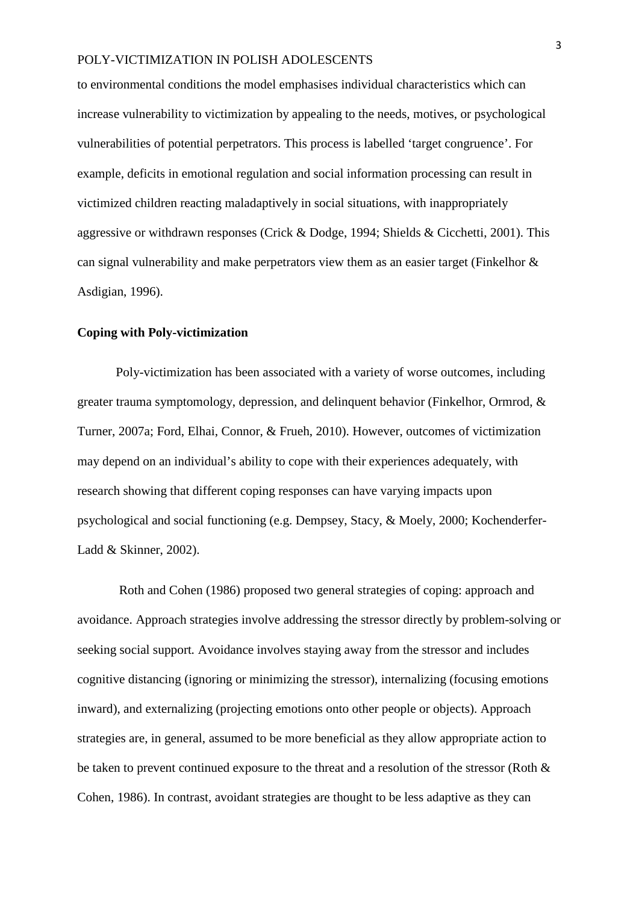to environmental conditions the model emphasises individual characteristics which can increase vulnerability to victimization by appealing to the needs, motives, or psychological vulnerabilities of potential perpetrators. This process is labelled 'target congruence'. For example, deficits in emotional regulation and social information processing can result in victimized children reacting maladaptively in social situations, with inappropriately aggressive or withdrawn responses (Crick & Dodge, 1994; Shields & Cicchetti, 2001). This can signal vulnerability and make perpetrators view them as an easier target (Finkelhor & Asdigian, 1996).

## Coping with Poly-victimization

Poly-victimization has been associated with a variety of worse outcomes, including greater trauma symptomology, depression, and delinquent behavior (Finkelhor, Ormrod, & Turner, 2007a; Ford, Elhai, Connor, & Frueh, 2010). However, outcomes of victimization may depend on an individual's ability to cope with their experiences adequately, with research showing that different coping responses can have varying impacts upon psychological and social functioning (e.g. Dempsey, Stacy, & Moely, 2000; Kochenderfer-Ladd & Skinner, 2002).

Roth and Cohen (1986) proposed two general strategies of coping: approach and avoidance. Approach strategies involve addressing the stressor directly by problem-solving or seeking social support. Avoidance involves staying away from the stressor and includes cognitive distancing (ignoring or minimizing the stressor), internalizing (focusing emotions inward), and externalizing (projecting emotions onto other people or objects). Approach strategies are, in general, assumed to be more beneficial as they allow appropriate action to be taken to prevent continued exposure to the threat and a resolution of the stressor (Roth & Cohen, 1986). In contrast, avoidant strategies are thought to be less adaptive as they can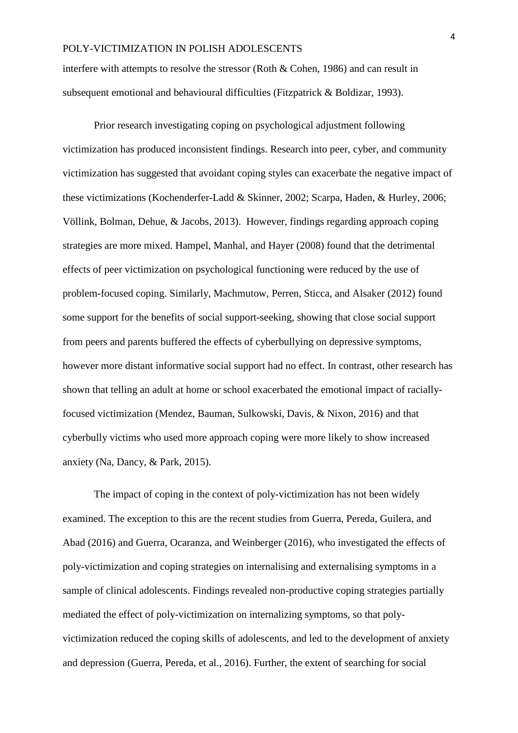interfere with attempts to resolve the stressor (Roth & Cohen, 1986) and can result in subsequent emotional and behavioural difficulties (Fitzpatrick & Boldizar, 1993).

Prior research investigating coping on psychological adjustment following victimization has produced inconsistent findings. Research into peer, cyber, and community victimization has suggested that avoidant coping styles can exacerbate the negative impact of these victimizations (Kochenderfer-Ladd & Skinner, 2002; Scarpa, Haden, & Hurley, 2006; Völlink, Bolman, Dehue, & Jacobs, 2013). However, findings regarding approach coping strategies are more mixed. Hampel, Manhal, and Hayer (2008) found that the detrimental effects of peer victimization on psychological functioning were reduced by the use of problem-focused coping. Similarly, Machmutow, Perren, Sticca, and Alsaker (2012) found some support for the benefits of social support-seeking, showing that close social support from peers and parents buffered the effects of cyberbullying on depressive symptoms, however more distant informative social support had no effect. In contrast, other research has shown that telling an adult at home or school exacerbated the emotional impact of racially-focused victimization (Mendez, Bauman, Sulkowski, Davis, & Nixon, 2016) and that cyberbully victims who used more approach coping were more likely to show increased anxiety (Na, Dancy, & Park, 2015).

The impact of coping in the context of poly-victimization has not been widely examined. The exception to this are the recent studies from Guerra, Pereda, Guilera, and Abad (2016) and Guerra, Ocaranza, and Weinberger (2016), who investigated the effects of poly-victimization and coping strategies on internalising and externalising symptoms in a sample of clinical adolescents. Findings revealed non-productive coping strategies partially mediated the effect of poly-victimization on internalizing symptoms, so that poly-victimization reduced the coping skills of adolescents, and led to the development of anxiety and depression (Guerra, Pereda, et al., 2016). Further, the extent of searching for social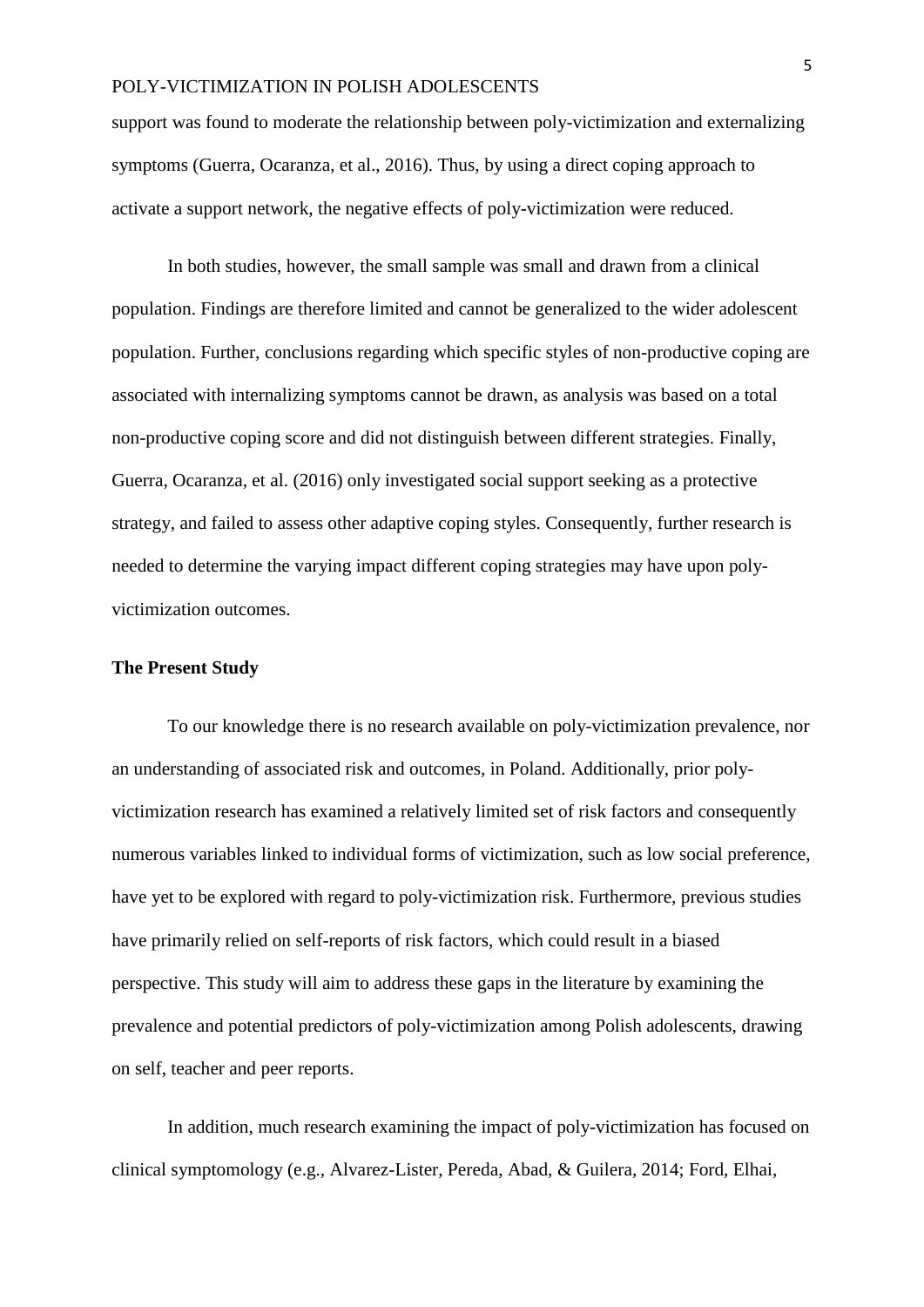support was found to moderate the relationship between poly-victimization and externalizing symptoms (Guerra, Ocaranza, et al., 2016). Thus, by using a direct coping approach to activate a support network, the negative effects of poly-victimization were reduced.

In both studies, however, the small sample was small and drawn from a clinical population. Findings are therefore limited and cannot be generalized to the wider adolescent population. Further, conclusions regarding which specific styles of non-productive coping are associated with internalizing symptoms cannot be drawn, as analysis was based on a total non-productive coping score and did not distinguish between different strategies. Finally, Guerra, Ocaranza, et al. (2016) only investigated social support seeking as a protective strategy, and failed to assess other adaptive coping styles. Consequently, further research is needed to determine the varying impact different coping strategies may have upon poly-victimization outcomes.

**The Present Study**

To our knowledge there is no research available on poly-victimization prevalence, nor an understanding of associated risk and outcomes, in Poland. Additionally, prior poly-victimization research has examined a relatively limited set of risk factors and consequently numerous variables linked to individual forms of victimization, such as low social preference, have yet to be explored with regard to poly-victimization risk. Furthermore, previous studies have primarily relied on self-reports of risk factors, which could result in a biased perspective. This study will aim to address these gaps in the literature by examining the prevalence and potential predictors of poly-victimization among Polish adolescents, drawing on self, teacher and peer reports.

In addition, much research examining the impact of poly-victimization has focused on clinical symptomology (e.g., Alvarez-Lister, Pereda, Abad, & Guilera, 2014; Ford, Elhai,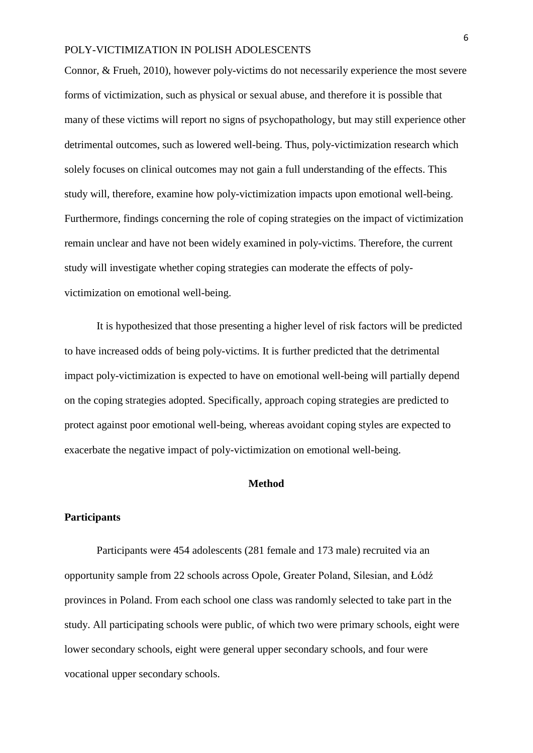Connor, & Frueh, 2010), however poly-victims do not necessarily experience the most severe forms of victimization, such as physical or sexual abuse, and therefore it is possible that many of these victims will report no signs of psychopathology, but may still experience other detrimental outcomes, such as lowered well-being. Thus, poly-victimization research which solely focuses on clinical outcomes may not gain a full understanding of the effects. This study will, therefore, examine how poly-victimization impacts upon emotional well-being. Furthermore, findings concerning the role of coping strategies on the impact of victimization remain unclear and have not been widely examined in poly-victims. Therefore, the current study will investigate whether coping strategies can moderate the effects of poly-victimization on emotional well-being.

It is hypothesized that those presenting a higher level of risk factors will be predicted to have increased odds of being poly-victims. It is further predicted that the detrimental impact poly-victimization is expected to have on emotional well-being will partially depend on the coping strategies adopted. Specifically, approach coping strategies are predicted to protect against poor emotional well-being, whereas avoidant coping styles are expected to exacerbate the negative impact of poly-victimization on emotional well-being.

## Method

### Participants

Participants were 454 adolescents (281 female and 173 male) recruited via an opportunity sample from 22 schools across Opole, Greater Poland, Silesian, and Łódź provinces in Poland. From each school one class was randomly selected to take part in the study. All participating schools were public, of which two were primary schools, eight were lower secondary schools, eight were general upper secondary schools, and four were vocational upper secondary schools.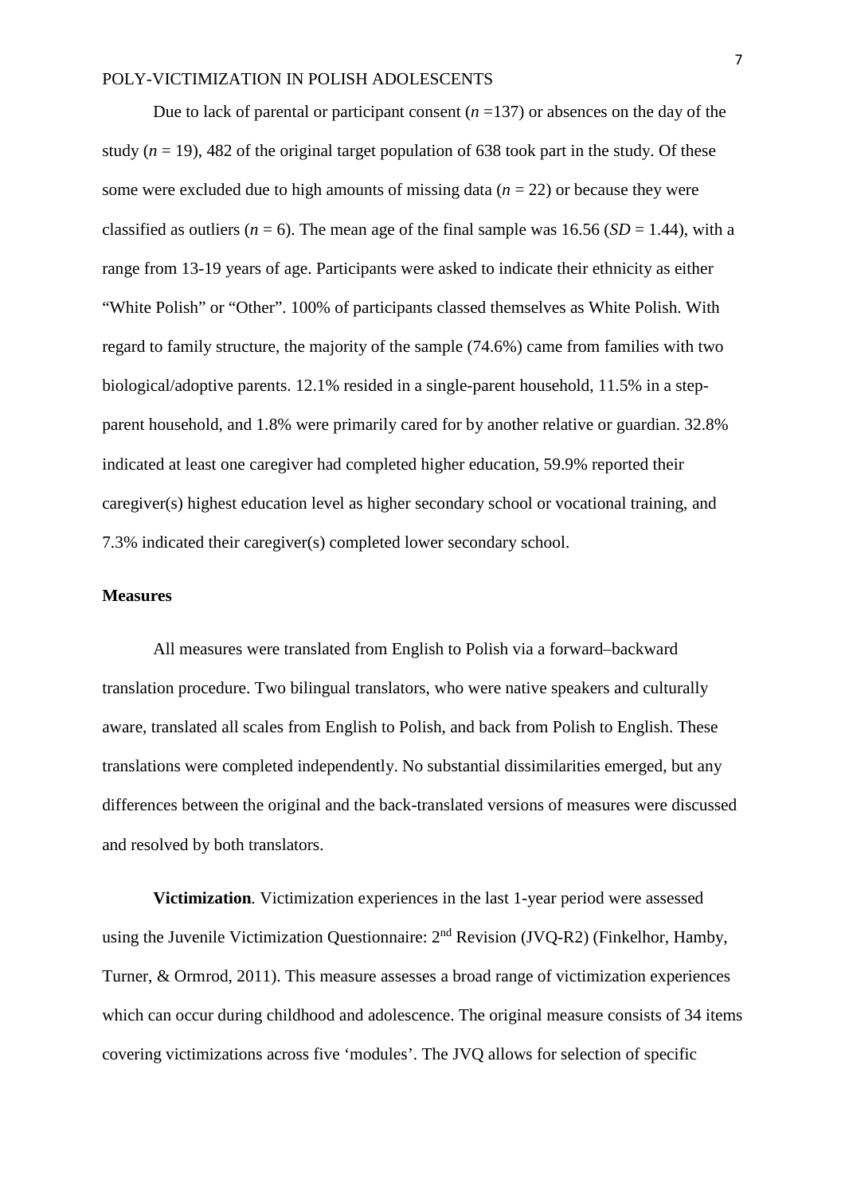Due to lack of parental or participant consent (*n* =137) or absences on the day of the study (*n* = 19), 482 of the original target population of 638 took part in the study. Of these some were excluded due to high amounts of missing data (*n* = 22) or because they were classified as outliers (*n* = 6). The mean age of the final sample was 16.56 (*SD* = 1.44), with a range from 13-19 years of age. Participants were asked to indicate their ethnicity as either "White Polish" or "Other". 100% of participants classed themselves as White Polish. With regard to family structure, the majority of the sample (74.6%) came from families with two biological/adoptive parents. 12.1% resided in a single-parent household, 11.5% in a step-parent household, and 1.8% were primarily cared for by another relative or guardian. 32.8% indicated at least one caregiver had completed higher education, 59.9% reported their caregiver(s) highest education level as higher secondary school or vocational training, and 7.3% indicated their caregiver(s) completed lower secondary school.

## Measures

All measures were translated from English to Polish via a forward–backward translation procedure. Two bilingual translators, who were native speakers and culturally aware, translated all scales from English to Polish, and back from Polish to English. These translations were completed independently. No substantial dissimilarities emerged, but any differences between the original and the back-translated versions of measures were discussed and resolved by both translators.

**Victimization***.* Victimization experiences in the last 1-year period were assessed using the Juvenile Victimization Questionnaire: 2nd Revision (JVQ-R2) (Finkelhor, Hamby, Turner, & Ormrod, 2011). This measure assesses a broad range of victimization experiences which can occur during childhood and adolescence. The original measure consists of 34 items covering victimizations across five 'modules'. The JVQ allows for selection of specific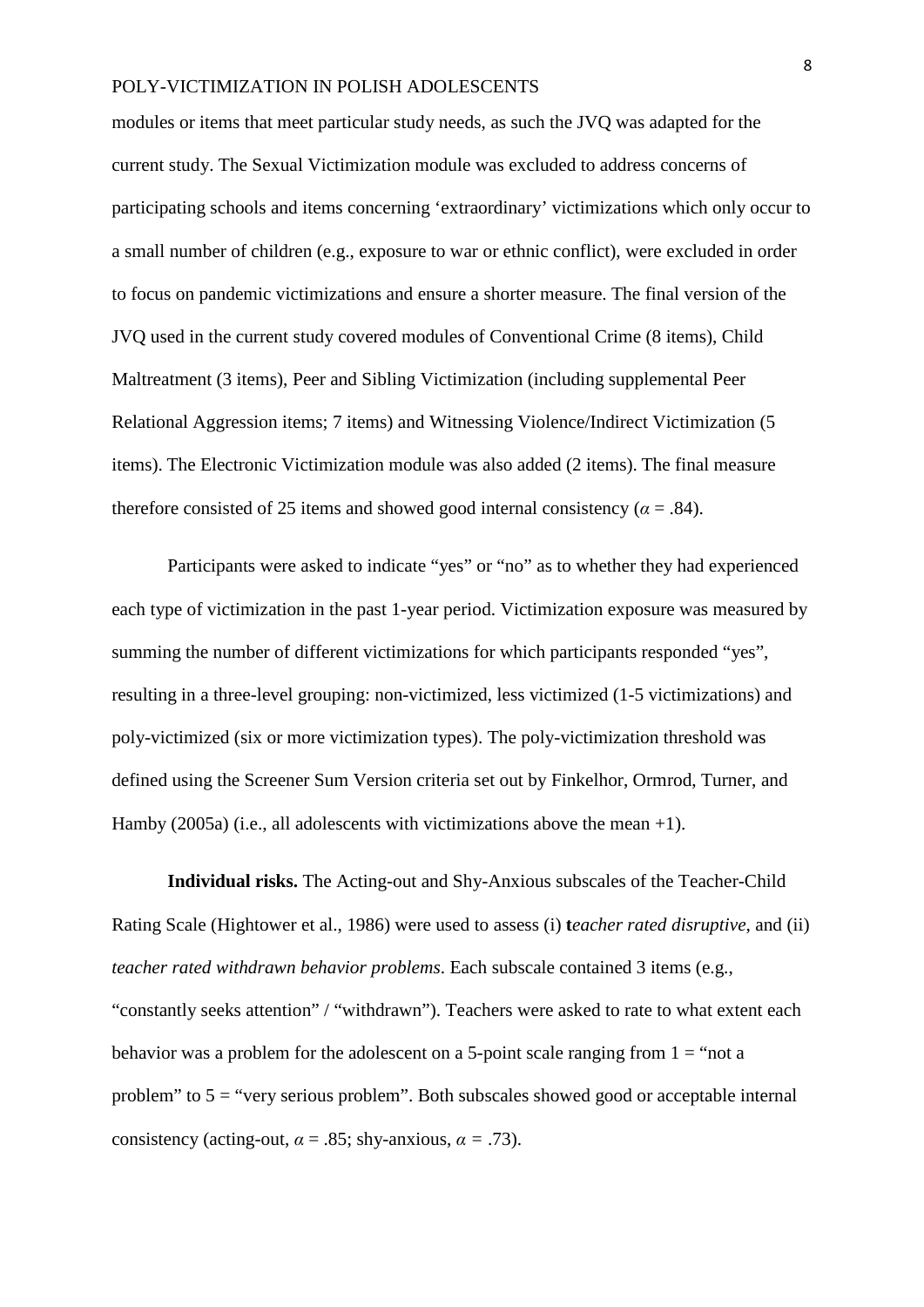modules or items that meet particular study needs, as such the JVQ was adapted for the current study. The Sexual Victimization module was excluded to address concerns of participating schools and items concerning 'extraordinary' victimizations which only occur to a small number of children (e.g., exposure to war or ethnic conflict), were excluded in order to focus on pandemic victimizations and ensure a shorter measure. The final version of the JVQ used in the current study covered modules of Conventional Crime (8 items), Child Maltreatment (3 items), Peer and Sibling Victimization (including supplemental Peer Relational Aggression items; 7 items) and Witnessing Violence/Indirect Victimization (5 items). The Electronic Victimization module was also added (2 items). The final measure therefore consisted of 25 items and showed good internal consistency ($\alpha$ = .84).

Participants were asked to indicate "yes" or "no" as to whether they had experienced each type of victimization in the past 1-year period. Victimization exposure was measured by summing the number of different victimizations for which participants responded "yes", resulting in a three-level grouping: non-victimized, less victimized (1-5 victimizations) and poly-victimized (six or more victimization types). The poly-victimization threshold was defined using the Screener Sum Version criteria set out by Finkelhor, Ormrod, Turner, and Hamby (2005a) (i.e., all adolescents with victimizations above the mean +1).

**Individual risks.** The Acting-out and Shy-Anxious subscales of the Teacher-Child Rating Scale (Hightower et al., 1986) were used to assess (i) **t***eacher rated disruptive*, and (ii) *teacher rated withdrawn behavior problems*. Each subscale contained 3 items (e.g., "constantly seeks attention" / "withdrawn"). Teachers were asked to rate to what extent each behavior was a problem for the adolescent on a 5-point scale ranging from 1 = "not a problem" to 5 = "very serious problem". Both subscales showed good or acceptable internal consistency (acting-out, $\alpha$ = .85; shy-anxious, $\alpha$ = .73).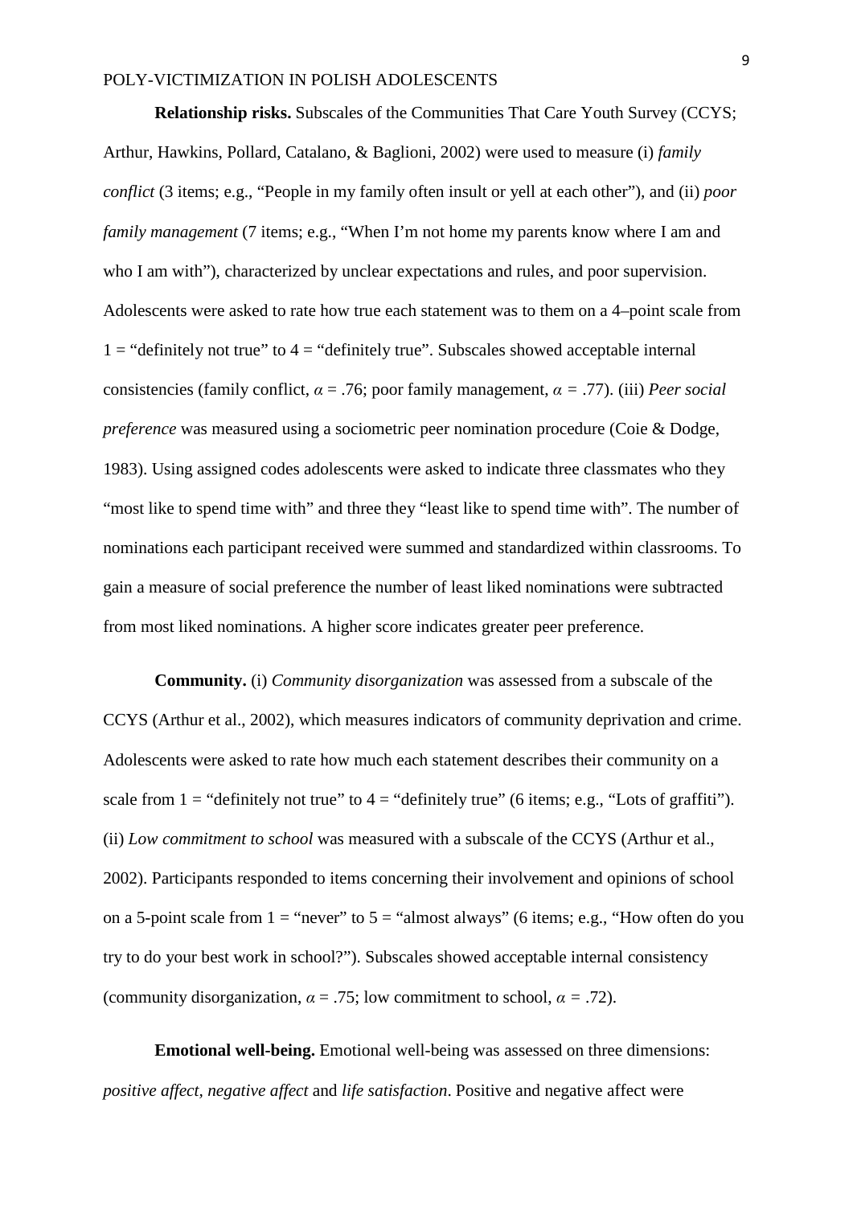**Relationship risks.** Subscales of the Communities That Care Youth Survey (CCYS; Arthur, Hawkins, Pollard, Catalano, & Baglioni, 2002) were used to measure (i) *family conflict* (3 items; e.g., "People in my family often insult or yell at each other"), and (ii) *poor family management* (7 items; e.g., "When I'm not home my parents know where I am and who I am with"), characterized by unclear expectations and rules, and poor supervision. Adolescents were asked to rate how true each statement was to them on a 4–point scale from 1 = "definitely not true" to 4 = "definitely true". Subscales showed acceptable internal consistencies (family conflict, $\alpha = .76$; poor family management, $\alpha = .77$). (iii) *Peer social preference* was measured using a sociometric peer nomination procedure (Coie & Dodge, 1983). Using assigned codes adolescents were asked to indicate three classmates who they "most like to spend time with" and three they "least like to spend time with". The number of nominations each participant received were summed and standardized within classrooms. To gain a measure of social preference the number of least liked nominations were subtracted from most liked nominations. A higher score indicates greater peer preference.

**Community.** (i) *Community disorganization* was assessed from a subscale of the CCYS (Arthur et al., 2002), which measures indicators of community deprivation and crime. Adolescents were asked to rate how much each statement describes their community on a scale from 1 = "definitely not true" to 4 = "definitely true" (6 items; e.g., "Lots of graffiti"). (ii) *Low commitment to school* was measured with a subscale of the CCYS (Arthur et al., 2002). Participants responded to items concerning their involvement and opinions of school on a 5-point scale from 1 = "never" to 5 = "almost always" (6 items; e.g., "How often do you try to do your best work in school?"). Subscales showed acceptable internal consistency (community disorganization, $\alpha = .75$; low commitment to school, $\alpha = .72$).

**Emotional well-being.** Emotional well-being was assessed on three dimensions: *positive affect*, *negative affect* and *life satisfaction*. Positive and negative affect were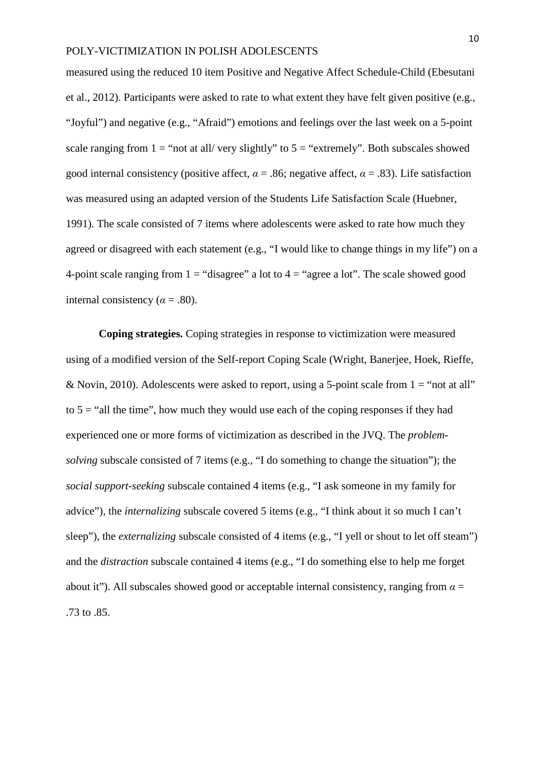measured using the reduced 10 item Positive and Negative Affect Schedule-Child (Ebesutani et al., 2012). Participants were asked to rate to what extent they have felt given positive (e.g., "Joyful") and negative (e.g., "Afraid") emotions and feelings over the last week on a 5-point scale ranging from 1 = "not at all/ very slightly" to 5 = "extremely". Both subscales showed good internal consistency (positive affect, $\alpha$ = .86; negative affect, $\alpha$ = .83). Life satisfaction was measured using an adapted version of the Students Life Satisfaction Scale (Huebner, 1991). The scale consisted of 7 items where adolescents were asked to rate how much they agreed or disagreed with each statement (e.g., "I would like to change things in my life") on a 4-point scale ranging from 1 = "disagree" a lot to 4 = "agree a lot". The scale showed good internal consistency ($\alpha$ = .80).

**Coping strategies.** Coping strategies in response to victimization were measured using of a modified version of the Self-report Coping Scale (Wright, Banerjee, Hoek, Rieffe, & Novin, 2010). Adolescents were asked to report, using a 5-point scale from 1 = "not at all" to 5 = "all the time", how much they would use each of the coping responses if they had experienced one or more forms of victimization as described in the JVQ. The *problem-solving* subscale consisted of 7 items (e.g., "I do something to change the situation"); the *social support-seeking* subscale contained 4 items (e.g., "I ask someone in my family for advice"), the *internalizing* subscale covered 5 items (e.g., "I think about it so much I can't sleep"), the *externalizing* subscale consisted of 4 items (e.g., "I yell or shout to let off steam") and the *distraction* subscale contained 4 items (e.g., "I do something else to help me forget about it"). All subscales showed good or acceptable internal consistency, ranging from $\alpha$ = .73 to .85.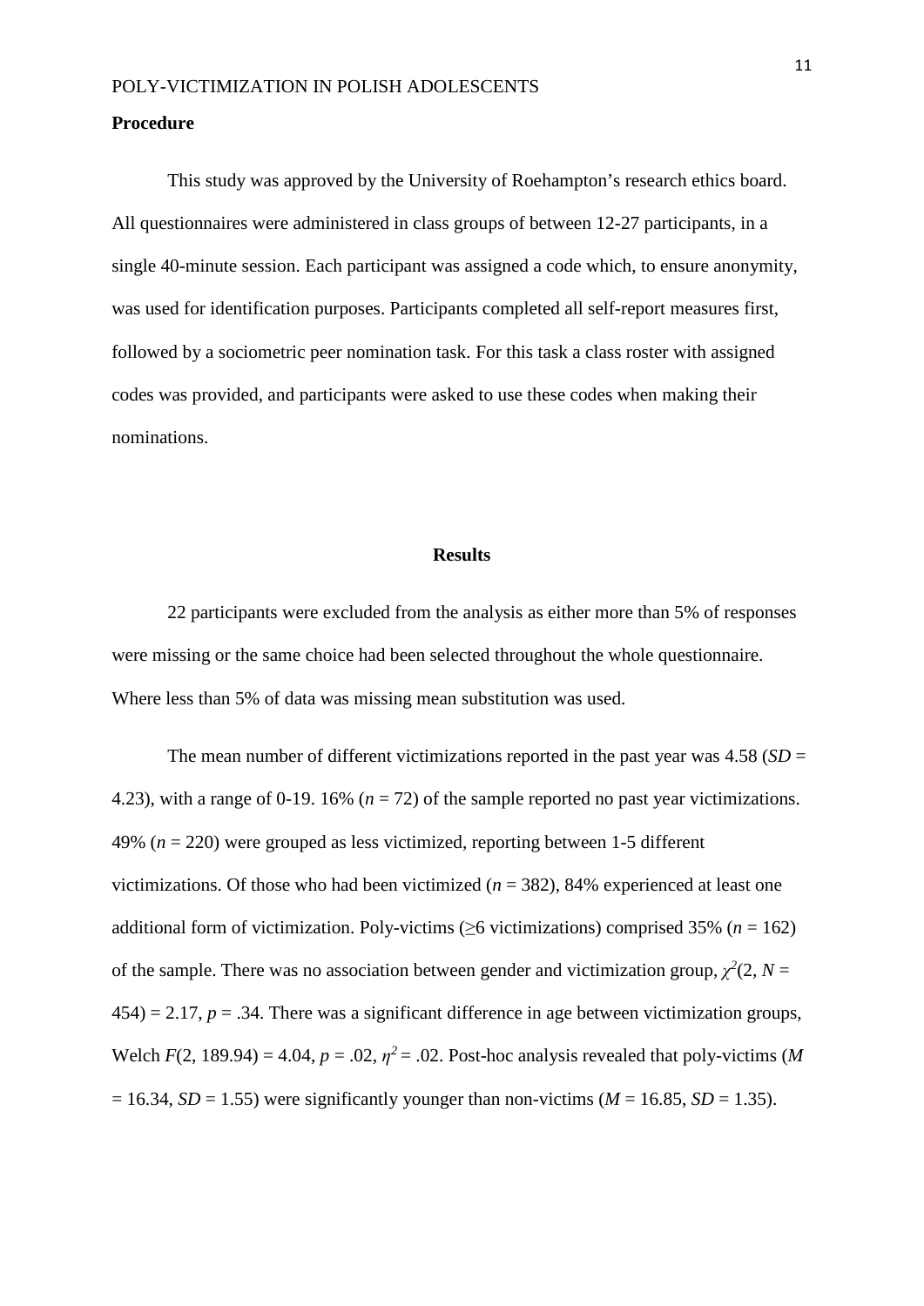**Procedure**

This study was approved by the University of Roehampton's research ethics board. All questionnaires were administered in class groups of between 12-27 participants, in a single 40-minute session. Each participant was assigned a code which, to ensure anonymity, was used for identification purposes. Participants completed all self-report measures first, followed by a sociometric peer nomination task. For this task a class roster with assigned codes was provided, and participants were asked to use these codes when making their nominations.

## Results

22 participants were excluded from the analysis as either more than 5% of responses were missing or the same choice had been selected throughout the whole questionnaire. Where less than 5% of data was missing mean substitution was used.

The mean number of different victimizations reported in the past year was 4.58 ($SD$ = 4.23), with a range of 0-19. 16% ($n$ = 72) of the sample reported no past year victimizations. 49% ($n$ = 220) were grouped as less victimized, reporting between 1-5 different victimizations. Of those who had been victimized ($n$ = 382), 84% experienced at least one additional form of victimization. Poly-victims (≥6 victimizations) comprised 35% ($n$ = 162) of the sample. There was no association between gender and victimization group, $\chi^2(2, N = 454) = 2.17$, $p = .34$. There was a significant difference in age between victimization groups, Welch $F(2, 189.94) = 4.04$, $p = .02$, $\eta^2 = .02$. Post-hoc analysis revealed that poly-victims ($M$ = 16.34, $SD$ = 1.55) were significantly younger than non-victims ($M$ = 16.85, $SD$ = 1.35).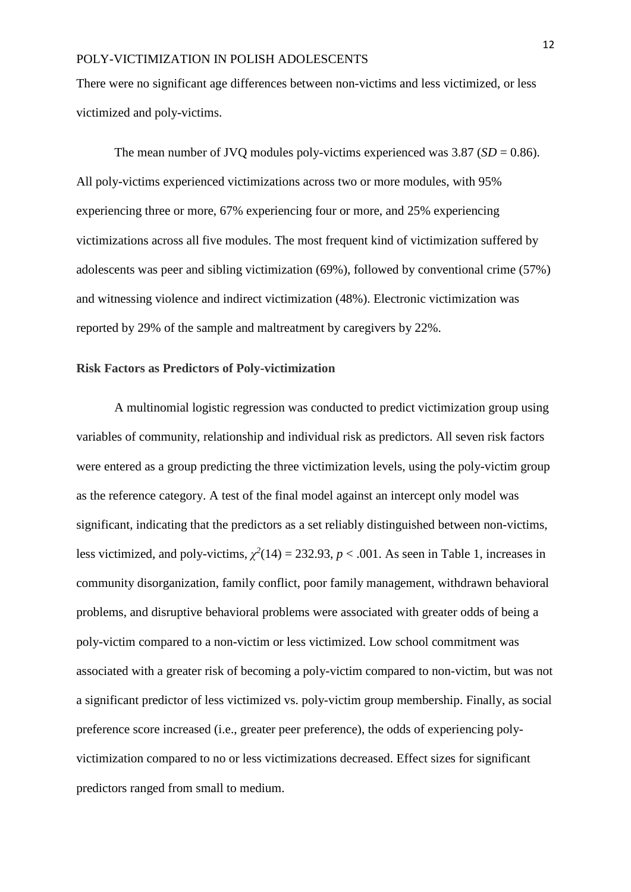There were no significant age differences between non-victims and less victimized, or less victimized and poly-victims.

The mean number of JVQ modules poly-victims experienced was 3.87 (*SD* = 0.86). All poly-victims experienced victimizations across two or more modules, with 95% experiencing three or more, 67% experiencing four or more, and 25% experiencing victimizations across all five modules. The most frequent kind of victimization suffered by adolescents was peer and sibling victimization (69%), followed by conventional crime (57%) and witnessing violence and indirect victimization (48%). Electronic victimization was reported by 29% of the sample and maltreatment by caregivers by 22%.

### Risk Factors as Predictors of Poly-victimization

A multinomial logistic regression was conducted to predict victimization group using variables of community, relationship and individual risk as predictors. All seven risk factors were entered as a group predicting the three victimization levels, using the poly-victim group as the reference category. A test of the final model against an intercept only model was significant, indicating that the predictors as a set reliably distinguished between non-victims, less victimized, and poly-victims, $\chi^2(14) = 232.93$, $p < .001$. As seen in Table 1, increases in community disorganization, family conflict, poor family management, withdrawn behavioral problems, and disruptive behavioral problems were associated with greater odds of being a poly-victim compared to a non-victim or less victimized. Low school commitment was associated with a greater risk of becoming a poly-victim compared to non-victim, but was not a significant predictor of less victimized vs. poly-victim group membership. Finally, as social preference score increased (i.e., greater peer preference), the odds of experiencing poly-victimization compared to no or less victimizations decreased. Effect sizes for significant predictors ranged from small to medium.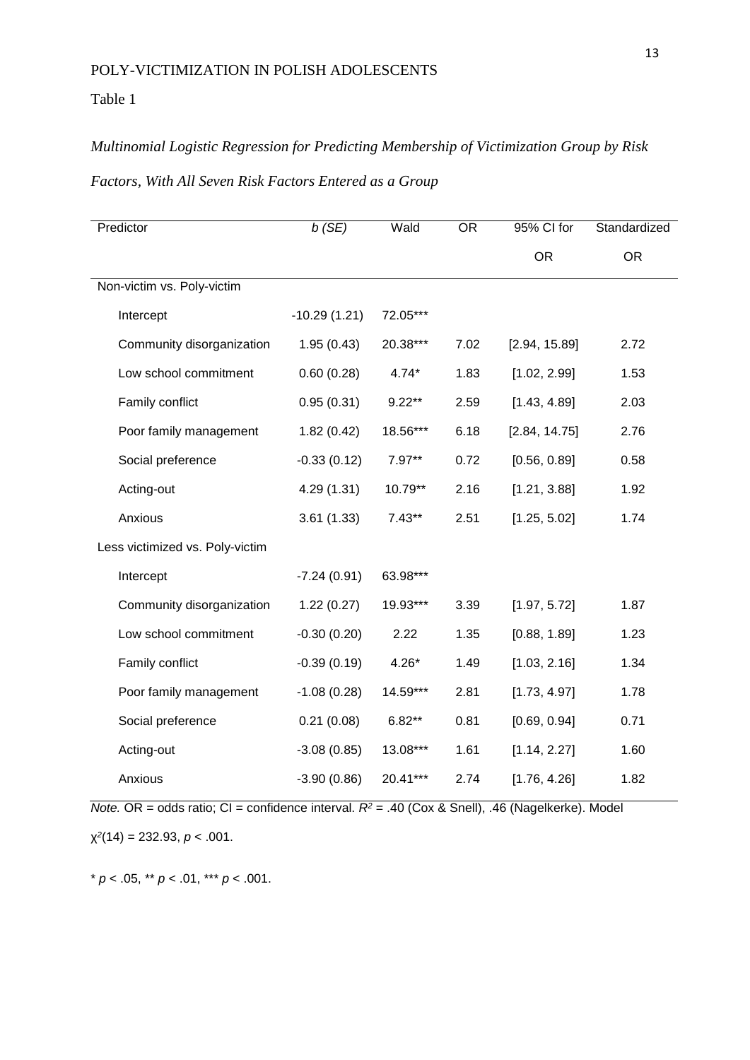Table 1

*Multinomial Logistic Regression for Predicting Membership of Victimization Group by Risk Factors, With All Seven Risk Factors Entered as a Group*

| Predictor | *b (SE)* | Wald | OR | 95% CI for OR | Standardized OR |
|---|---|---|---|---|---|
| Non-victim vs. Poly-victim | | | | | |
| Intercept | -10.29 (1.21) | 72.05*** | | | |
| Community disorganization | 1.95 (0.43) | 20.38*** | 7.02 | [2.94, 15.89] | 2.72 |
| Low school commitment | 0.60 (0.28) | 4.74* | 1.83 | [1.02, 2.99] | 1.53 |
| Family conflict | 0.95 (0.31) | 9.22** | 2.59 | [1.43, 4.89] | 2.03 |
| Poor family management | 1.82 (0.42) | 18.56*** | 6.18 | [2.84, 14.75] | 2.76 |
| Social preference | -0.33 (0.12) | 7.97** | 0.72 | [0.56, 0.89] | 0.58 |
| Acting-out | 4.29 (1.31) | 10.79** | 2.16 | [1.21, 3.88] | 1.92 |
| Anxious | 3.61 (1.33) | 7.43** | 2.51 | [1.25, 5.02] | 1.74 |
| Less victimized vs. Poly-victim | | | | | |
| Intercept | -7.24 (0.91) | 63.98*** | | | |
| Community disorganization | 1.22 (0.27) | 19.93*** | 3.39 | [1.97, 5.72] | 1.87 |
| Low school commitment | -0.30 (0.20) | 2.22 | 1.35 | [0.88, 1.89] | 1.23 |
| Family conflict | -0.39 (0.19) | 4.26* | 1.49 | [1.03, 2.16] | 1.34 |
| Poor family management | -1.08 (0.28) | 14.59*** | 2.81 | [1.73, 4.97] | 1.78 |
| Social preference | 0.21 (0.08) | 6.82** | 0.81 | [0.69, 0.94] | 0.71 |
| Acting-out | -3.08 (0.85) | 13.08*** | 1.61 | [1.14, 2.27] | 1.60 |
| Anxious | -3.90 (0.86) | 20.41*** | 2.74 | [1.76, 4.26] | 1.82 |

*Note.* OR = odds ratio; CI = confidence interval. $R^2$ = .40 (Cox & Snell), .46 (Nagelkerke). Model $\chi^2(14) = 232.93$, $p < .001$.

\* $p < .05$, \*\* $p < .01$, \*\*\* $p < .001$.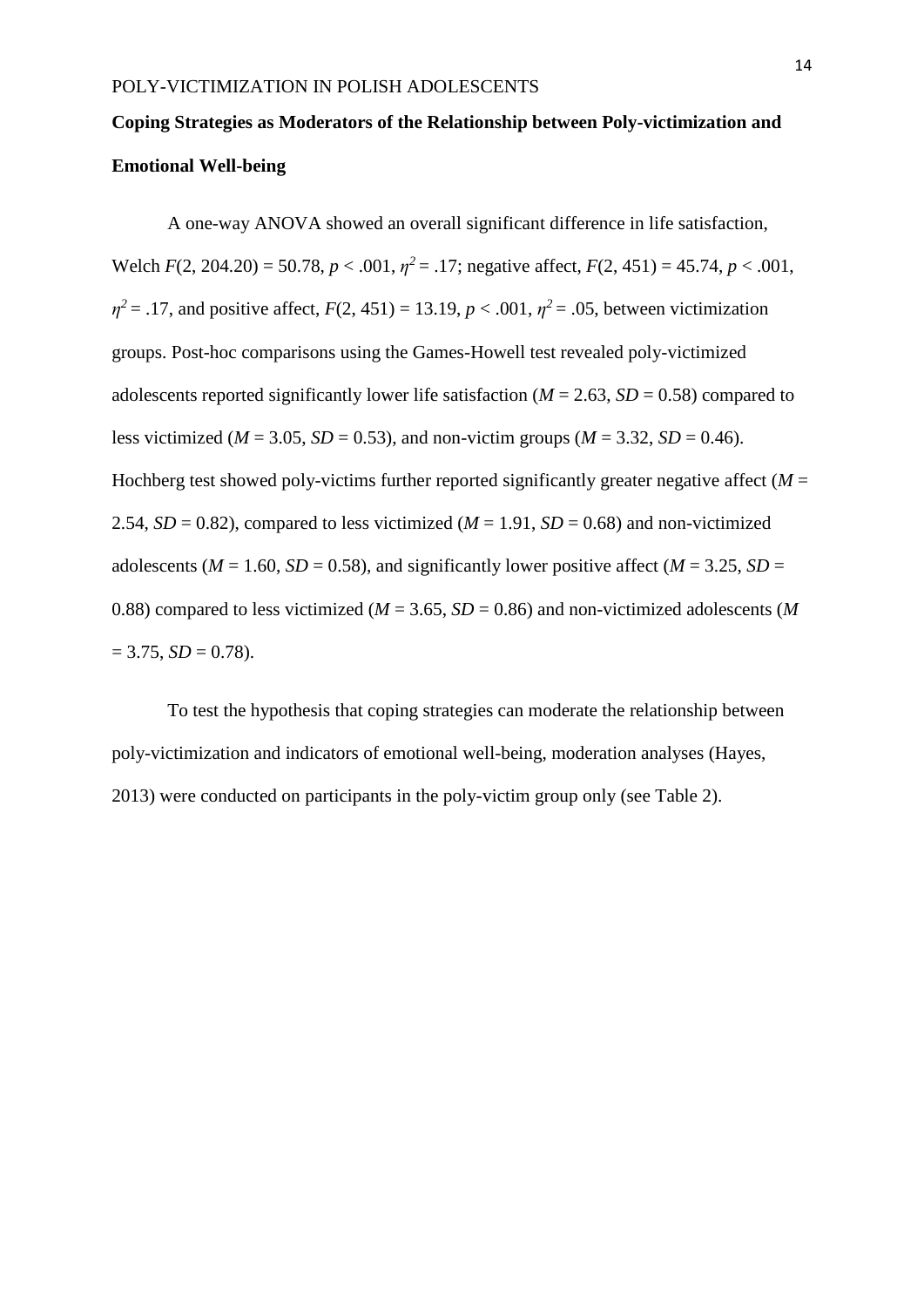**Coping Strategies as Moderators of the Relationship between Poly-victimization and Emotional Well-being**

A one-way ANOVA showed an overall significant difference in life satisfaction, Welch $F(2, 204.20) = 50.78$, $p < .001$, $\eta^2 = .17$; negative affect, $F(2, 451) = 45.74$, $p < .001$, $\eta^2 = .17$, and positive affect, $F(2, 451) = 13.19$, $p < .001$, $\eta^2 = .05$, between victimization groups. Post-hoc comparisons using the Games-Howell test revealed poly-victimized adolescents reported significantly lower life satisfaction ($M = 2.63$, $SD = 0.58$) compared to less victimized ($M = 3.05$, $SD = 0.53$), and non-victim groups ($M = 3.32$, $SD = 0.46$). Hochberg test showed poly-victims further reported significantly greater negative affect ($M = 2.54$, $SD = 0.82$), compared to less victimized ($M = 1.91$, $SD = 0.68$) and non-victimized adolescents ($M = 1.60$, $SD = 0.58$), and significantly lower positive affect ($M = 3.25$, $SD = 0.88$) compared to less victimized ($M = 3.65$, $SD = 0.86$) and non-victimized adolescents ($M = 3.75$, $SD = 0.78$).

To test the hypothesis that coping strategies can moderate the relationship between poly-victimization and indicators of emotional well-being, moderation analyses (Hayes, 2013) were conducted on participants in the poly-victim group only (see Table 2).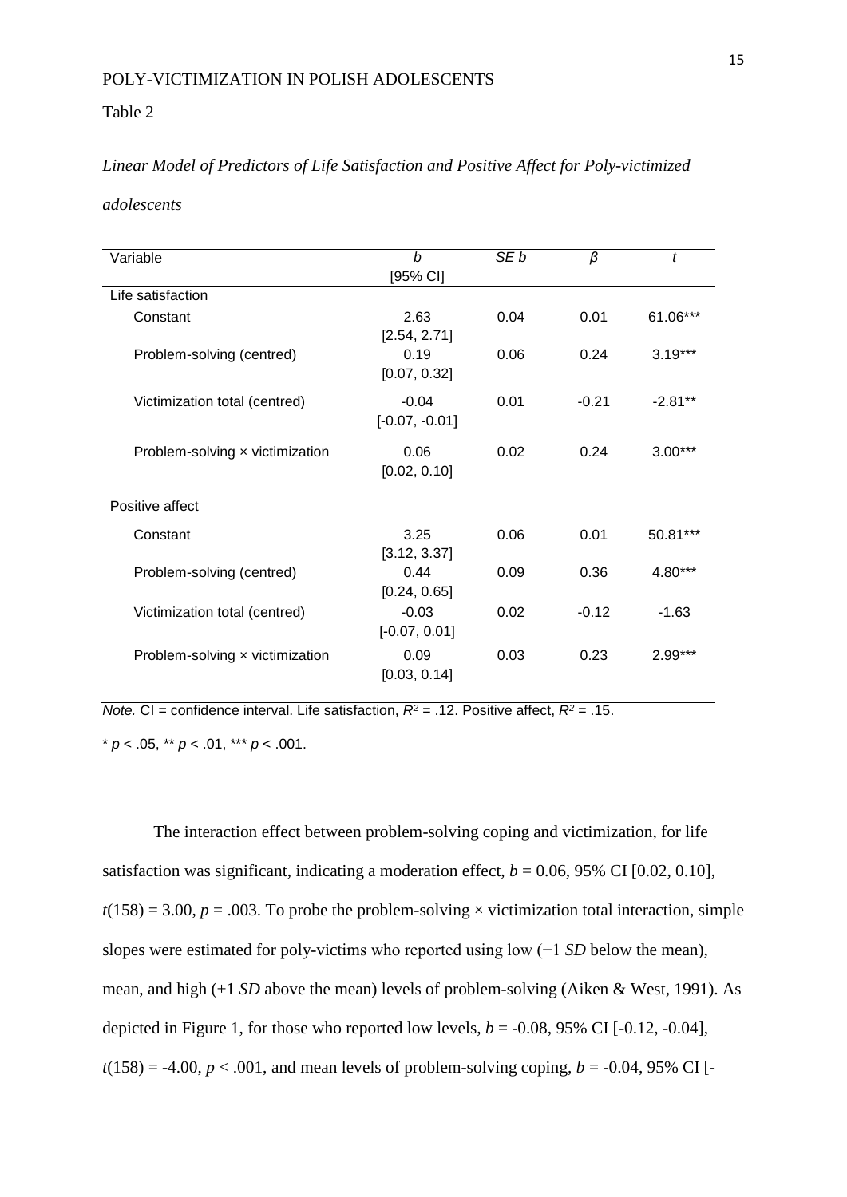Table 2

*Linear Model of Predictors of Life Satisfaction and Positive Affect for Poly-victimized adolescents*

| Variable | *b* [95% CI] | *SE b* | *β* | *t* |
|---|---|---|---|---|
| Life satisfaction | | | | |
| Constant | 2.63 [2.54, 2.71] | 0.04 | 0.01 | 61.06*** |
| Problem-solving (centred) | 0.19 [0.07, 0.32] | 0.06 | 0.24 | 3.19*** |
| Victimization total (centred) | -0.04 [-0.07, -0.01] | 0.01 | -0.21 | -2.81** |
| Problem-solving × victimization | 0.06 [0.02, 0.10] | 0.02 | 0.24 | 3.00*** |
| Positive affect | | | | |
| Constant | 3.25 [3.12, 3.37] | 0.06 | 0.01 | 50.81*** |
| Problem-solving (centred) | 0.44 [0.24, 0.65] | 0.09 | 0.36 | 4.80*** |
| Victimization total (centred) | -0.03 [-0.07, 0.01] | 0.02 | -0.12 | -1.63 |
| Problem-solving × victimization | 0.09 [0.03, 0.14] | 0.03 | 0.23 | 2.99*** |

*Note.* CI = confidence interval. Life satisfaction, $R^2$ = .12. Positive affect, $R^2$ = .15.

\* $p < .05$, \*\* $p < .01$, \*\*\* $p < .001$.

The interaction effect between problem-solving coping and victimization, for life satisfaction was significant, indicating a moderation effect, $b = 0.06$, 95% CI [0.02, 0.10], $t(158) = 3.00$, $p = .003$. To probe the problem-solving × victimization total interaction, simple slopes were estimated for poly-victims who reported using low (−1 *SD* below the mean), mean, and high (+1 *SD* above the mean) levels of problem-solving (Aiken & West, 1991). As depicted in Figure 1, for those who reported low levels, $b = -0.08$, 95% CI [-0.12, -0.04], $t(158) = -4.00$, $p < .001$, and mean levels of problem-solving coping, $b = -0.04$, 95% CI [-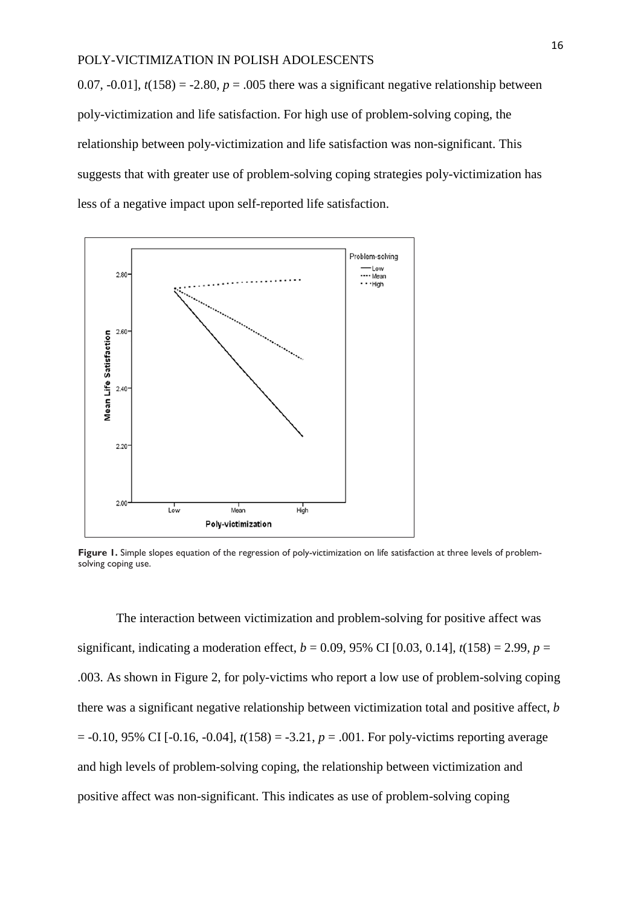0.07, -0.01], $t(158) = -2.80$, $p = .005$ there was a significant negative relationship between poly-victimization and life satisfaction. For high use of problem-solving coping, the relationship between poly-victimization and life satisfaction was non-significant. This suggests that with greater use of problem-solving coping strategies poly-victimization has less of a negative impact upon self-reported life satisfaction.

**Figure 1.** Simple slopes equation of the regression of poly-victimization on life satisfaction at three levels of problem-solving coping use.

The interaction between victimization and problem-solving for positive affect was significant, indicating a moderation effect, $b = 0.09$, 95% CI [0.03, 0.14], $t(158) = 2.99$, $p = .003$. As shown in Figure 2, for poly-victims who report a low use of problem-solving coping there was a significant negative relationship between victimization total and positive affect, $b = -0.10$, 95% CI [-0.16, -0.04], $t(158) = -3.21$, $p = .001$. For poly-victims reporting average and high levels of problem-solving coping, the relationship between victimization and positive affect was non-significant. This indicates as use of problem-solving coping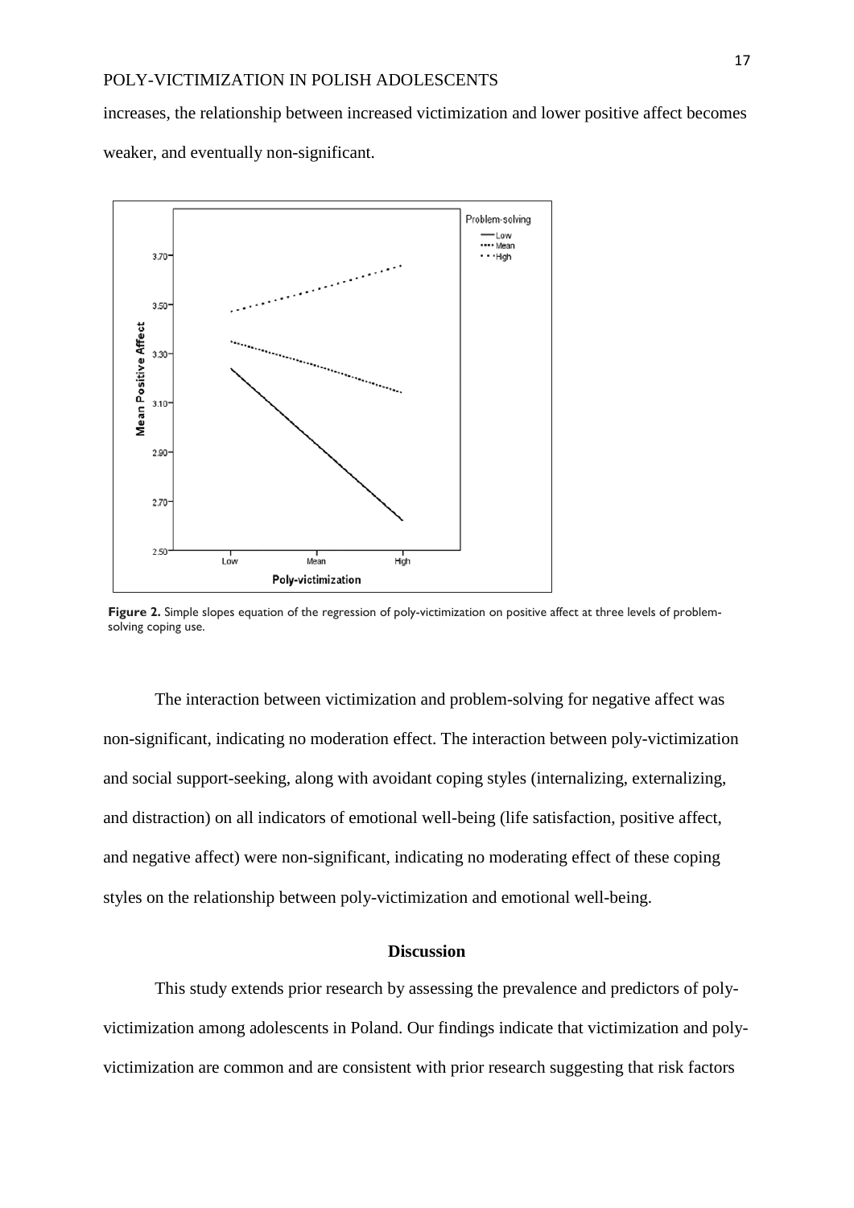increases, the relationship between increased victimization and lower positive affect becomes weaker, and eventually non-significant.

**Figure 2.** Simple slopes equation of the regression of poly-victimization on positive affect at three levels of problem-solving coping use.

The interaction between victimization and problem-solving for negative affect was non-significant, indicating no moderation effect. The interaction between poly-victimization and social support-seeking, along with avoidant coping styles (internalizing, externalizing, and distraction) on all indicators of emotional well-being (life satisfaction, positive affect, and negative affect) were non-significant, indicating no moderating effect of these coping styles on the relationship between poly-victimization and emotional well-being.

## Discussion

This study extends prior research by assessing the prevalence and predictors of poly-victimization among adolescents in Poland. Our findings indicate that victimization and poly-victimization are common and are consistent with prior research suggesting that risk factors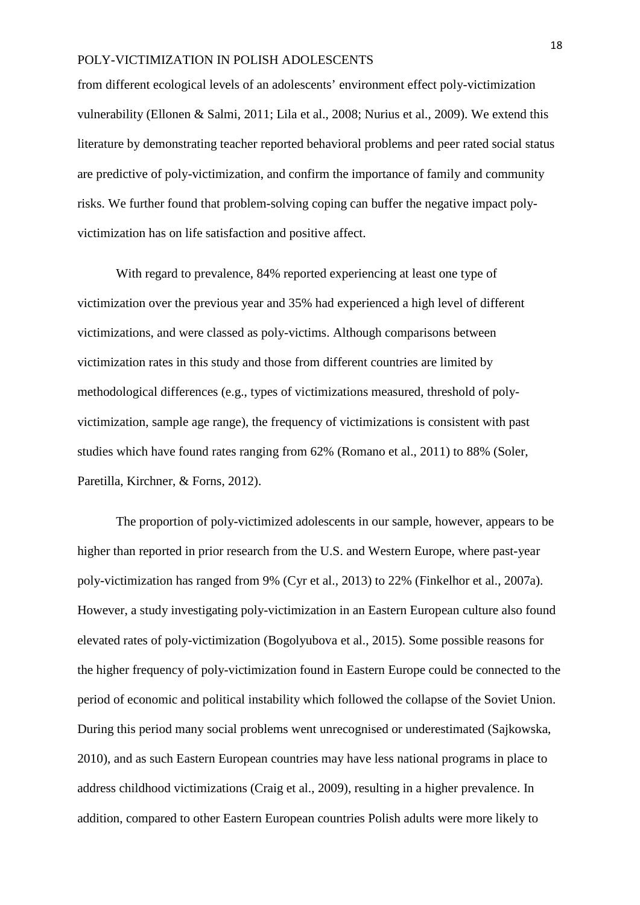from different ecological levels of an adolescents' environment effect poly-victimization vulnerability (Ellonen & Salmi, 2011; Lila et al., 2008; Nurius et al., 2009). We extend this literature by demonstrating teacher reported behavioral problems and peer rated social status are predictive of poly-victimization, and confirm the importance of family and community risks. We further found that problem-solving coping can buffer the negative impact poly-victimization has on life satisfaction and positive affect.

With regard to prevalence, 84% reported experiencing at least one type of victimization over the previous year and 35% had experienced a high level of different victimizations, and were classed as poly-victims. Although comparisons between victimization rates in this study and those from different countries are limited by methodological differences (e.g., types of victimizations measured, threshold of poly-victimization, sample age range), the frequency of victimizations is consistent with past studies which have found rates ranging from 62% (Romano et al., 2011) to 88% (Soler, Paretilla, Kirchner, & Forns, 2012).

The proportion of poly-victimized adolescents in our sample, however, appears to be higher than reported in prior research from the U.S. and Western Europe, where past-year poly-victimization has ranged from 9% (Cyr et al., 2013) to 22% (Finkelhor et al., 2007a). However, a study investigating poly-victimization in an Eastern European culture also found elevated rates of poly-victimization (Bogolyubova et al., 2015). Some possible reasons for the higher frequency of poly-victimization found in Eastern Europe could be connected to the period of economic and political instability which followed the collapse of the Soviet Union. During this period many social problems went unrecognised or underestimated (Sajkowska, 2010), and as such Eastern European countries may have less national programs in place to address childhood victimizations (Craig et al., 2009), resulting in a higher prevalence. In addition, compared to other Eastern European countries Polish adults were more likely to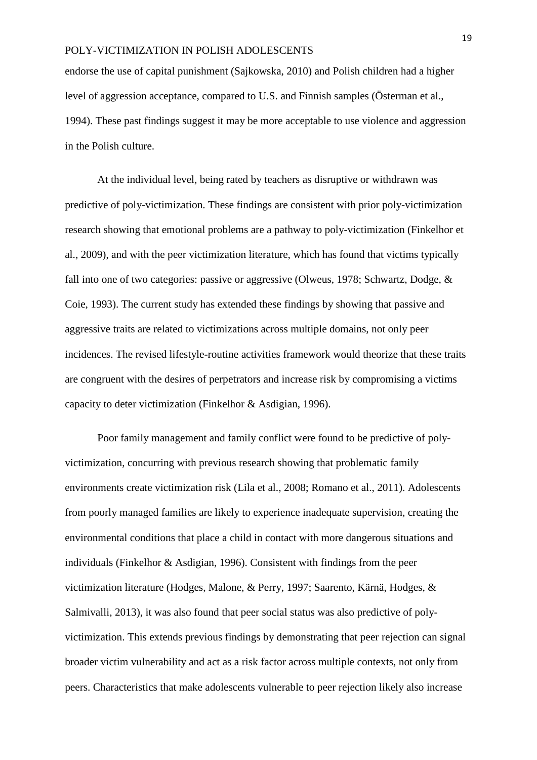endorse the use of capital punishment (Sajkowska, 2010) and Polish children had a higher level of aggression acceptance, compared to U.S. and Finnish samples (Österman et al., 1994). These past findings suggest it may be more acceptable to use violence and aggression in the Polish culture.

At the individual level, being rated by teachers as disruptive or withdrawn was predictive of poly-victimization. These findings are consistent with prior poly-victimization research showing that emotional problems are a pathway to poly-victimization (Finkelhor et al., 2009), and with the peer victimization literature, which has found that victims typically fall into one of two categories: passive or aggressive (Olweus, 1978; Schwartz, Dodge, & Coie, 1993). The current study has extended these findings by showing that passive and aggressive traits are related to victimizations across multiple domains, not only peer incidences. The revised lifestyle-routine activities framework would theorize that these traits are congruent with the desires of perpetrators and increase risk by compromising a victims capacity to deter victimization (Finkelhor & Asdigian, 1996).

Poor family management and family conflict were found to be predictive of poly-victimization, concurring with previous research showing that problematic family environments create victimization risk (Lila et al., 2008; Romano et al., 2011). Adolescents from poorly managed families are likely to experience inadequate supervision, creating the environmental conditions that place a child in contact with more dangerous situations and individuals (Finkelhor & Asdigian, 1996). Consistent with findings from the peer victimization literature (Hodges, Malone, & Perry, 1997; Saarento, Kärnä, Hodges, & Salmivalli, 2013), it was also found that peer social status was also predictive of poly-victimization. This extends previous findings by demonstrating that peer rejection can signal broader victim vulnerability and act as a risk factor across multiple contexts, not only from peers. Characteristics that make adolescents vulnerable to peer rejection likely also increase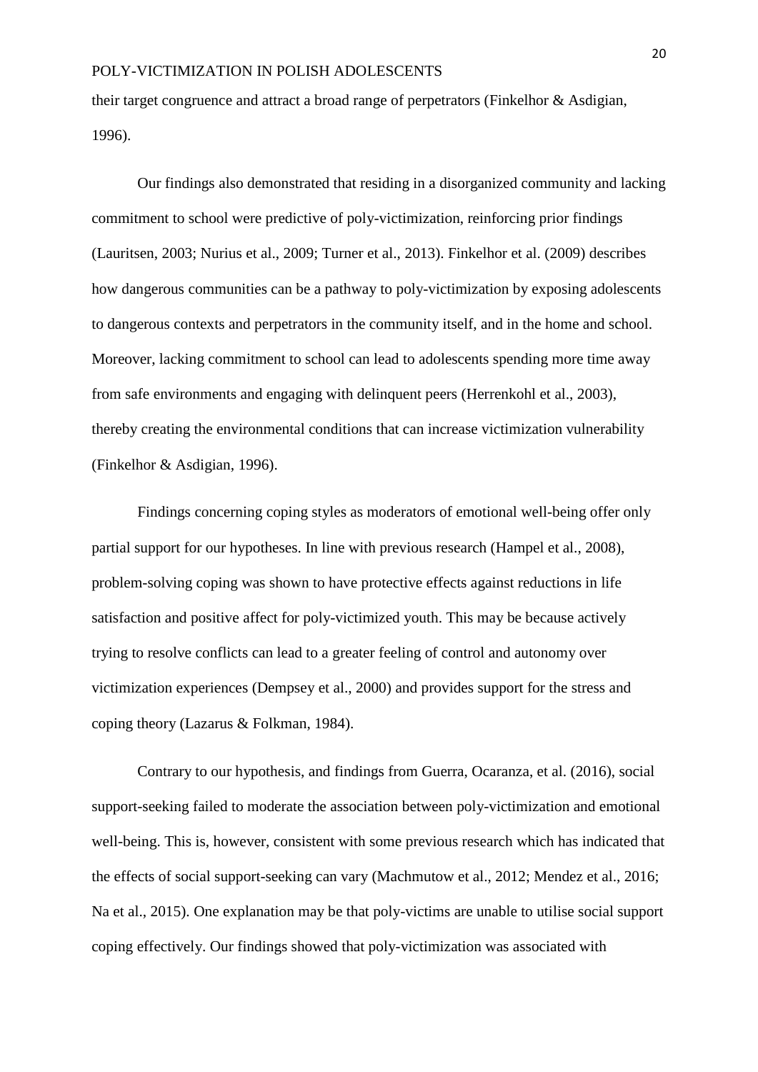their target congruence and attract a broad range of perpetrators (Finkelhor & Asdigian, 1996).

Our findings also demonstrated that residing in a disorganized community and lacking commitment to school were predictive of poly-victimization, reinforcing prior findings (Lauritsen, 2003; Nurius et al., 2009; Turner et al., 2013). Finkelhor et al. (2009) describes how dangerous communities can be a pathway to poly-victimization by exposing adolescents to dangerous contexts and perpetrators in the community itself, and in the home and school. Moreover, lacking commitment to school can lead to adolescents spending more time away from safe environments and engaging with delinquent peers (Herrenkohl et al., 2003), thereby creating the environmental conditions that can increase victimization vulnerability (Finkelhor & Asdigian, 1996).

Findings concerning coping styles as moderators of emotional well-being offer only partial support for our hypotheses. In line with previous research (Hampel et al., 2008), problem-solving coping was shown to have protective effects against reductions in life satisfaction and positive affect for poly-victimized youth. This may be because actively trying to resolve conflicts can lead to a greater feeling of control and autonomy over victimization experiences (Dempsey et al., 2000) and provides support for the stress and coping theory (Lazarus & Folkman, 1984).

Contrary to our hypothesis, and findings from Guerra, Ocaranza, et al. (2016), social support-seeking failed to moderate the association between poly-victimization and emotional well-being. This is, however, consistent with some previous research which has indicated that the effects of social support-seeking can vary (Machmutow et al., 2012; Mendez et al., 2016; Na et al., 2015). One explanation may be that poly-victims are unable to utilise social support coping effectively. Our findings showed that poly-victimization was associated with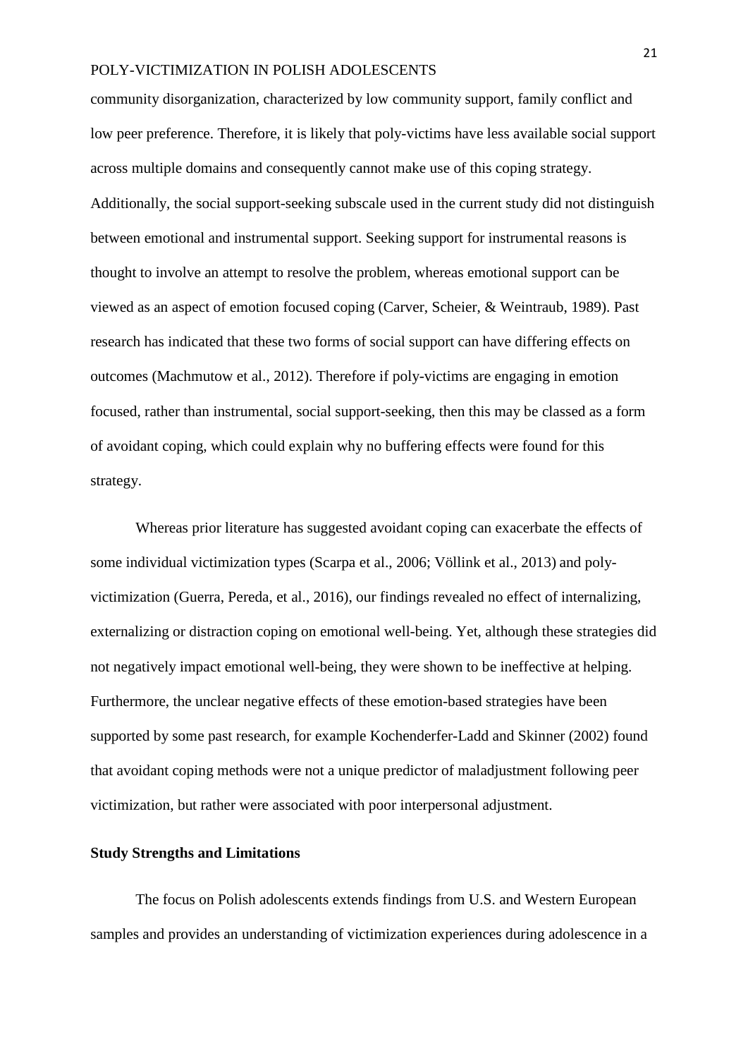community disorganization, characterized by low community support, family conflict and low peer preference. Therefore, it is likely that poly-victims have less available social support across multiple domains and consequently cannot make use of this coping strategy. Additionally, the social support-seeking subscale used in the current study did not distinguish between emotional and instrumental support. Seeking support for instrumental reasons is thought to involve an attempt to resolve the problem, whereas emotional support can be viewed as an aspect of emotion focused coping (Carver, Scheier, & Weintraub, 1989). Past research has indicated that these two forms of social support can have differing effects on outcomes (Machmutow et al., 2012). Therefore if poly-victims are engaging in emotion focused, rather than instrumental, social support-seeking, then this may be classed as a form of avoidant coping, which could explain why no buffering effects were found for this strategy.

Whereas prior literature has suggested avoidant coping can exacerbate the effects of some individual victimization types (Scarpa et al., 2006; Völlink et al., 2013) and poly-victimization (Guerra, Pereda, et al., 2016), our findings revealed no effect of internalizing, externalizing or distraction coping on emotional well-being. Yet, although these strategies did not negatively impact emotional well-being, they were shown to be ineffective at helping. Furthermore, the unclear negative effects of these emotion-based strategies have been supported by some past research, for example Kochenderfer-Ladd and Skinner (2002) found that avoidant coping methods were not a unique predictor of maladjustment following peer victimization, but rather were associated with poor interpersonal adjustment.

## Study Strengths and Limitations

The focus on Polish adolescents extends findings from U.S. and Western European samples and provides an understanding of victimization experiences during adolescence in a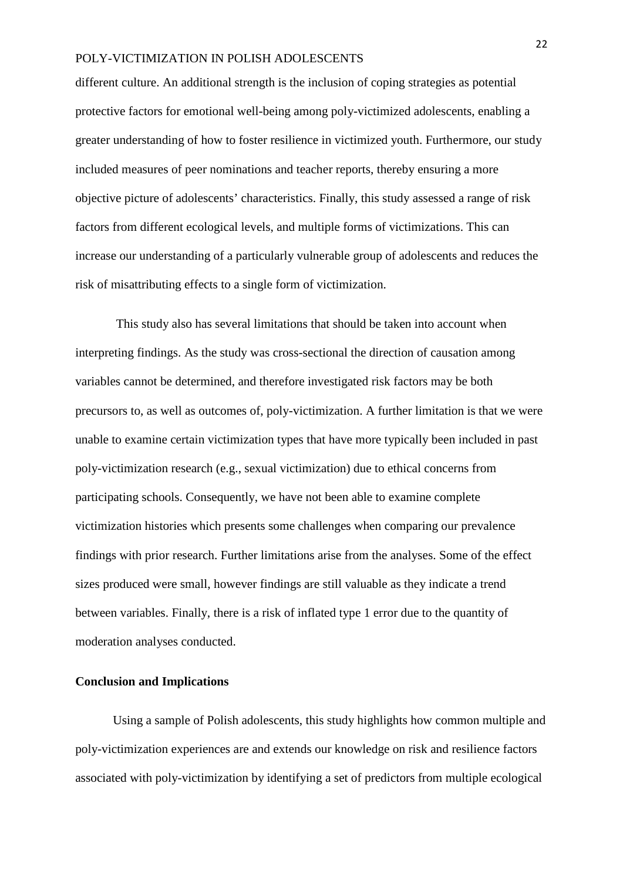different culture. An additional strength is the inclusion of coping strategies as potential protective factors for emotional well-being among poly-victimized adolescents, enabling a greater understanding of how to foster resilience in victimized youth. Furthermore, our study included measures of peer nominations and teacher reports, thereby ensuring a more objective picture of adolescents' characteristics. Finally, this study assessed a range of risk factors from different ecological levels, and multiple forms of victimizations. This can increase our understanding of a particularly vulnerable group of adolescents and reduces the risk of misattributing effects to a single form of victimization.

This study also has several limitations that should be taken into account when interpreting findings. As the study was cross-sectional the direction of causation among variables cannot be determined, and therefore investigated risk factors may be both precursors to, as well as outcomes of, poly-victimization. A further limitation is that we were unable to examine certain victimization types that have more typically been included in past poly-victimization research (e.g., sexual victimization) due to ethical concerns from participating schools. Consequently, we have not been able to examine complete victimization histories which presents some challenges when comparing our prevalence findings with prior research. Further limitations arise from the analyses. Some of the effect sizes produced were small, however findings are still valuable as they indicate a trend between variables. Finally, there is a risk of inflated type 1 error due to the quantity of moderation analyses conducted.

**Conclusion and Implications**

Using a sample of Polish adolescents, this study highlights how common multiple and poly-victimization experiences are and extends our knowledge on risk and resilience factors associated with poly-victimization by identifying a set of predictors from multiple ecological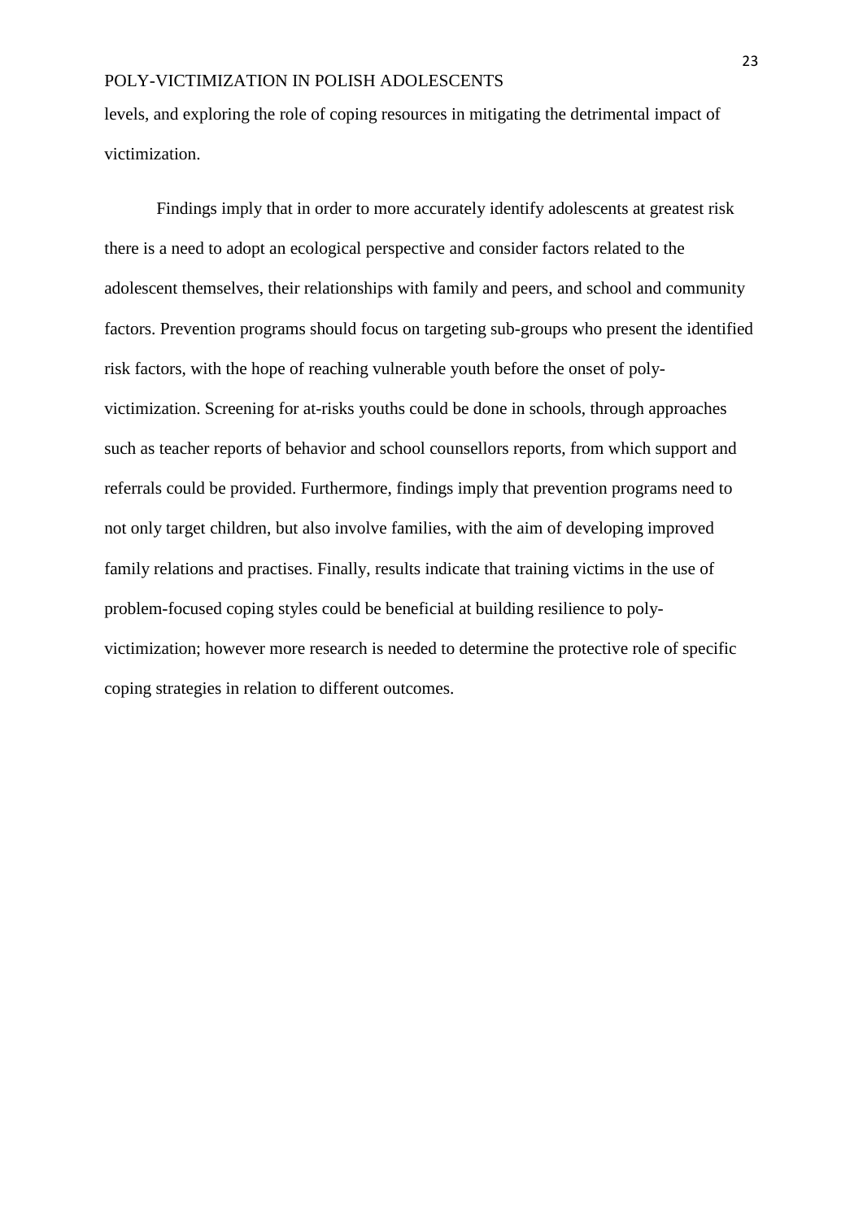levels, and exploring the role of coping resources in mitigating the detrimental impact of victimization.

Findings imply that in order to more accurately identify adolescents at greatest risk there is a need to adopt an ecological perspective and consider factors related to the adolescent themselves, their relationships with family and peers, and school and community factors. Prevention programs should focus on targeting sub-groups who present the identified risk factors, with the hope of reaching vulnerable youth before the onset of poly-victimization. Screening for at-risks youths could be done in schools, through approaches such as teacher reports of behavior and school counsellors reports, from which support and referrals could be provided. Furthermore, findings imply that prevention programs need to not only target children, but also involve families, with the aim of developing improved family relations and practises. Finally, results indicate that training victims in the use of problem-focused coping styles could be beneficial at building resilience to poly-victimization; however more research is needed to determine the protective role of specific coping strategies in relation to different outcomes.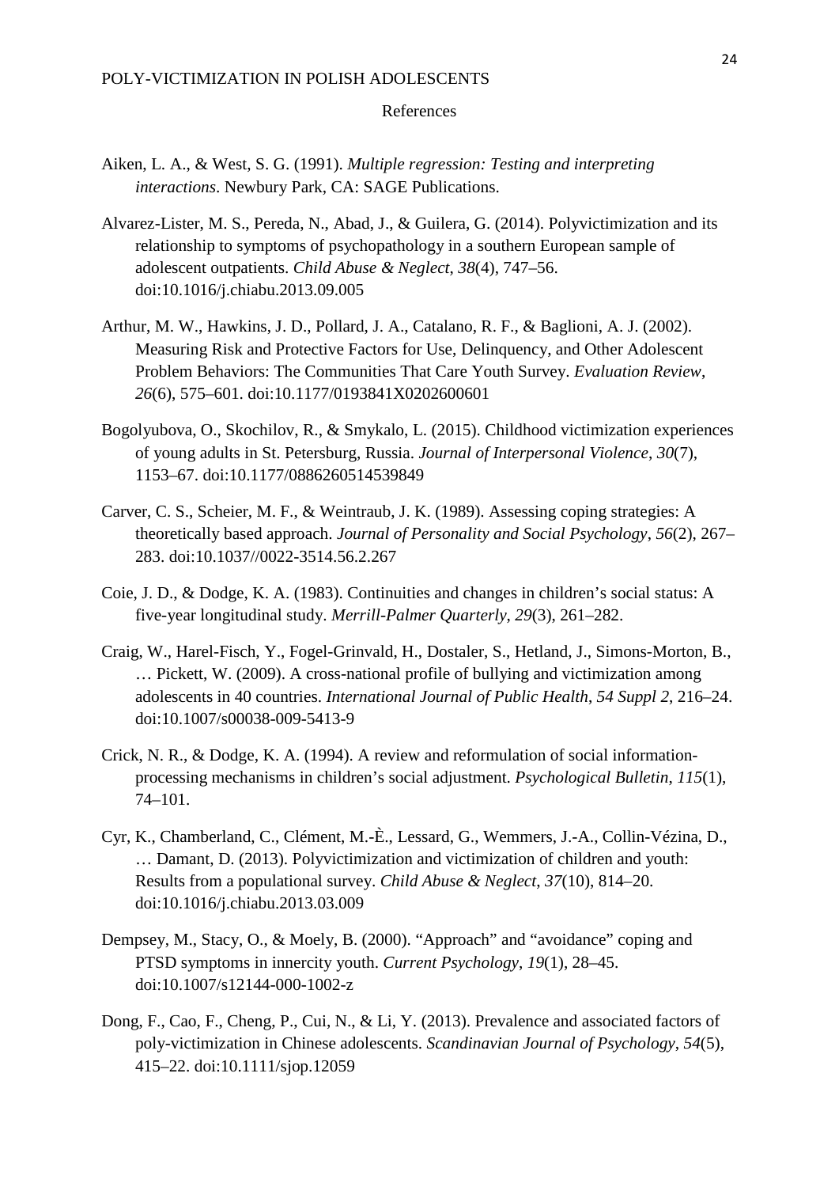## References

Aiken, L. A., & West, S. G. (1991). *Multiple regression: Testing and interpreting interactions*. Newbury Park, CA: SAGE Publications.

Alvarez-Lister, M. S., Pereda, N., Abad, J., & Guilera, G. (2014). Polyvictimization and its relationship to symptoms of psychopathology in a southern European sample of adolescent outpatients. *Child Abuse & Neglect*, *38*(4), 747–56. doi:10.1016/j.chiabu.2013.09.005

Arthur, M. W., Hawkins, J. D., Pollard, J. A., Catalano, R. F., & Baglioni, A. J. (2002). Measuring Risk and Protective Factors for Use, Delinquency, and Other Adolescent Problem Behaviors: The Communities That Care Youth Survey. *Evaluation Review*, *26*(6), 575–601. doi:10.1177/0193841X0202600601

Bogolyubova, O., Skochilov, R., & Smykalo, L. (2015). Childhood victimization experiences of young adults in St. Petersburg, Russia. *Journal of Interpersonal Violence*, *30*(7), 1153–67. doi:10.1177/0886260514539849

Carver, C. S., Scheier, M. F., & Weintraub, J. K. (1989). Assessing coping strategies: A theoretically based approach. *Journal of Personality and Social Psychology*, *56*(2), 267–283. doi:10.1037//0022-3514.56.2.267

Coie, J. D., & Dodge, K. A. (1983). Continuities and changes in children's social status: A five-year longitudinal study. *Merrill-Palmer Quarterly*, *29*(3), 261–282.

Craig, W., Harel-Fisch, Y., Fogel-Grinvald, H., Dostaler, S., Hetland, J., Simons-Morton, B., … Pickett, W. (2009). A cross-national profile of bullying and victimization among adolescents in 40 countries. *International Journal of Public Health*, *54 Suppl 2*, 216–24. doi:10.1007/s00038-009-5413-9

Crick, N. R., & Dodge, K. A. (1994). A review and reformulation of social information-processing mechanisms in children's social adjustment. *Psychological Bulletin*, *115*(1), 74–101.

Cyr, K., Chamberland, C., Clément, M.-È., Lessard, G., Wemmers, J.-A., Collin-Vézina, D., … Damant, D. (2013). Polyvictimization and victimization of children and youth: Results from a populational survey. *Child Abuse & Neglect, 37*(10), 814–20. doi:10.1016/j.chiabu.2013.03.009

Dempsey, M., Stacy, O., & Moely, B. (2000). "Approach" and "avoidance" coping and PTSD symptoms in innercity youth. *Current Psychology*, *19*(1), 28–45. doi:10.1007/s12144-000-1002-z

Dong, F., Cao, F., Cheng, P., Cui, N., & Li, Y. (2013). Prevalence and associated factors of poly-victimization in Chinese adolescents. *Scandinavian Journal of Psychology*, *54*(5), 415–22. doi:10.1111/sjop.12059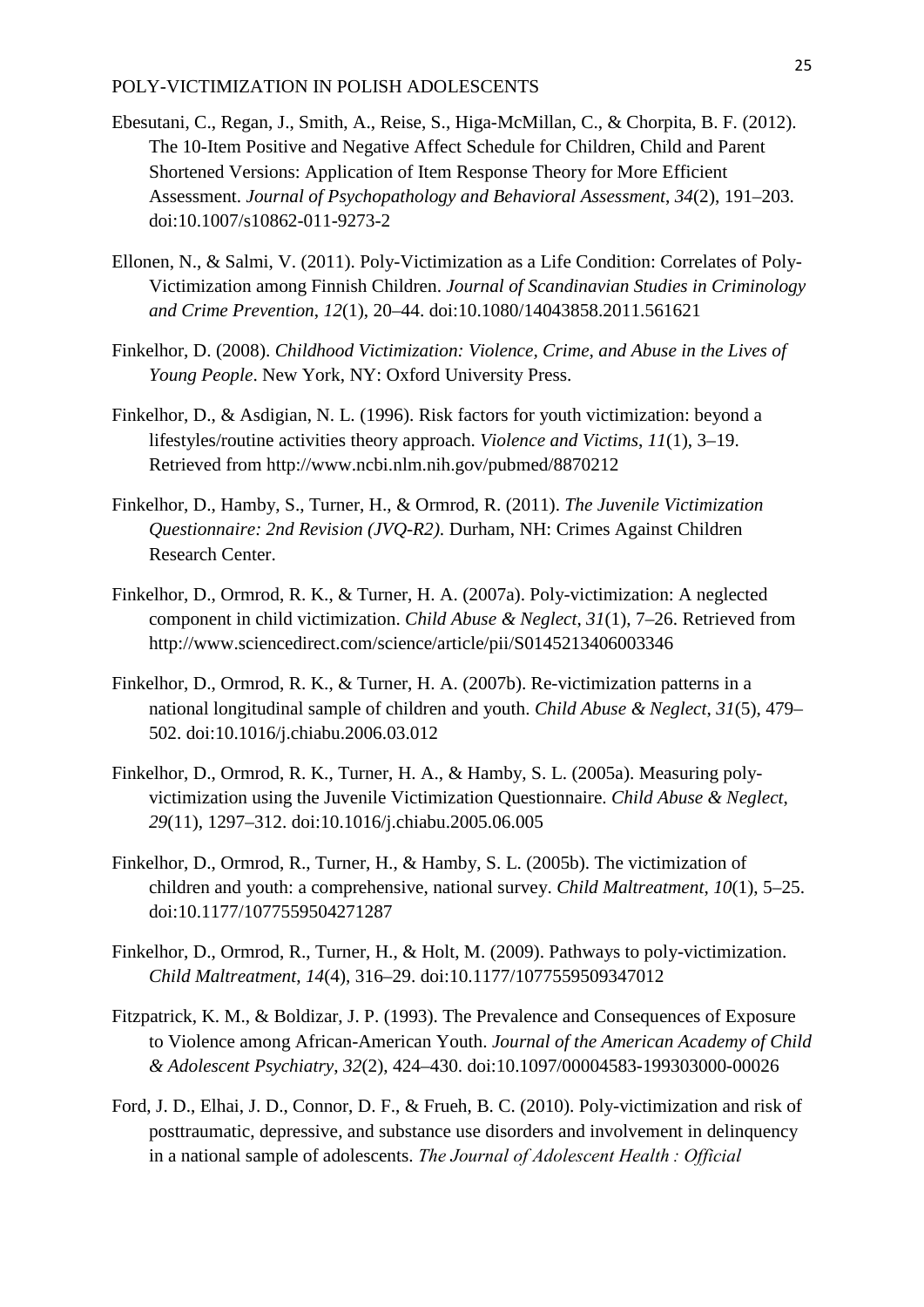Ebesutani, C., Regan, J., Smith, A., Reise, S., Higa-McMillan, C., & Chorpita, B. F. (2012). The 10-Item Positive and Negative Affect Schedule for Children, Child and Parent Shortened Versions: Application of Item Response Theory for More Efficient Assessment. *Journal of Psychopathology and Behavioral Assessment*, *34*(2), 191–203. doi:10.1007/s10862-011-9273-2

Ellonen, N., & Salmi, V. (2011). Poly-Victimization as a Life Condition: Correlates of Poly-Victimization among Finnish Children. *Journal of Scandinavian Studies in Criminology and Crime Prevention*, *12*(1), 20–44. doi:10.1080/14043858.2011.561621

Finkelhor, D. (2008). *Childhood Victimization: Violence, Crime, and Abuse in the Lives of Young People*. New York, NY: Oxford University Press.

Finkelhor, D., & Asdigian, N. L. (1996). Risk factors for youth victimization: beyond a lifestyles/routine activities theory approach. *Violence and Victims*, *11*(1), 3–19. Retrieved from http://www.ncbi.nlm.nih.gov/pubmed/8870212

Finkelhor, D., Hamby, S., Turner, H., & Ormrod, R. (2011). *The Juvenile Victimization Questionnaire: 2nd Revision (JVQ-R2)*. Durham, NH: Crimes Against Children Research Center.

Finkelhor, D., Ormrod, R. K., & Turner, H. A. (2007a). Poly-victimization: A neglected component in child victimization. *Child Abuse & Neglect*, *31*(1), 7–26. Retrieved from http://www.sciencedirect.com/science/article/pii/S0145213406003346

Finkelhor, D., Ormrod, R. K., & Turner, H. A. (2007b). Re-victimization patterns in a national longitudinal sample of children and youth. *Child Abuse & Neglect*, *31*(5), 479–502. doi:10.1016/j.chiabu.2006.03.012

Finkelhor, D., Ormrod, R. K., Turner, H. A., & Hamby, S. L. (2005a). Measuring poly-victimization using the Juvenile Victimization Questionnaire. *Child Abuse & Neglect*, *29*(11), 1297–312. doi:10.1016/j.chiabu.2005.06.005

Finkelhor, D., Ormrod, R., Turner, H., & Hamby, S. L. (2005b). The victimization of children and youth: a comprehensive, national survey. *Child Maltreatment*, *10*(1), 5–25. doi:10.1177/1077559504271287

Finkelhor, D., Ormrod, R., Turner, H., & Holt, M. (2009). Pathways to poly-victimization. *Child Maltreatment*, *14*(4), 316–29. doi:10.1177/1077559509347012

Fitzpatrick, K. M., & Boldizar, J. P. (1993). The Prevalence and Consequences of Exposure to Violence among African-American Youth. *Journal of the American Academy of Child & Adolescent Psychiatry*, *32*(2), 424–430. doi:10.1097/00004583-199303000-00026

Ford, J. D., Elhai, J. D., Connor, D. F., & Frueh, B. C. (2010). Poly-victimization and risk of posttraumatic, depressive, and substance use disorders and involvement in delinquency in a national sample of adolescents. *The Journal of Adolescent Health : Official*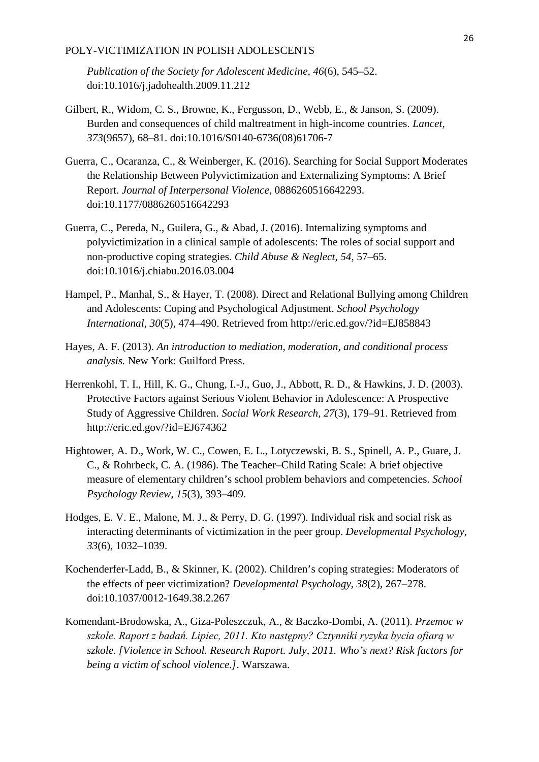*Publication of the Society for Adolescent Medicine*, *46*(6), 545–52. doi:10.1016/j.jadohealth.2009.11.212

Gilbert, R., Widom, C. S., Browne, K., Fergusson, D., Webb, E., & Janson, S. (2009). Burden and consequences of child maltreatment in high-income countries. *Lancet*, *373*(9657), 68–81. doi:10.1016/S0140-6736(08)61706-7

Guerra, C., Ocaranza, C., & Weinberger, K. (2016). Searching for Social Support Moderates the Relationship Between Polyvictimization and Externalizing Symptoms: A Brief Report. *Journal of Interpersonal Violence*, 0886260516642293. doi:10.1177/0886260516642293

Guerra, C., Pereda, N., Guilera, G., & Abad, J. (2016). Internalizing symptoms and polyvictimization in a clinical sample of adolescents: The roles of social support and non-productive coping strategies. *Child Abuse & Neglect*, *54*, 57–65. doi:10.1016/j.chiabu.2016.03.004

Hampel, P., Manhal, S., & Hayer, T. (2008). Direct and Relational Bullying among Children and Adolescents: Coping and Psychological Adjustment. *School Psychology International*, *30*(5), 474–490. Retrieved from http://eric.ed.gov/?id=EJ858843

Hayes, A. F. (2013). *An introduction to mediation, moderation, and conditional process analysis.* New York: Guilford Press.

Herrenkohl, T. I., Hill, K. G., Chung, I.-J., Guo, J., Abbott, R. D., & Hawkins, J. D. (2003). Protective Factors against Serious Violent Behavior in Adolescence: A Prospective Study of Aggressive Children. *Social Work Research*, *27*(3), 179–91. Retrieved from http://eric.ed.gov/?id=EJ674362

Hightower, A. D., Work, W. C., Cowen, E. L., Lotyczewski, B. S., Spinell, A. P., Guare, J. C., & Rohrbeck, C. A. (1986). The Teacher–Child Rating Scale: A brief objective measure of elementary children's school problem behaviors and competencies. *School Psychology Review*, *15*(3), 393–409.

Hodges, E. V. E., Malone, M. J., & Perry, D. G. (1997). Individual risk and social risk as interacting determinants of victimization in the peer group. *Developmental Psychology*, *33*(6), 1032–1039.

Kochenderfer-Ladd, B., & Skinner, K. (2002). Children's coping strategies: Moderators of the effects of peer victimization? *Developmental Psychology*, *38*(2), 267–278. doi:10.1037/0012-1649.38.2.267

Komendant-Brodowska, A., Giza-Poleszczuk, A., & Baczko-Dombi, A. (2011). *Przemoc w szkole. Raport z badań. Lipiec, 2011. Kto następny? Cztynniki ryzyka bycia ofiarą w szkole. [Violence in School. Research Raport. July, 2011. Who's next? Risk factors for being a victim of school violence.]*. Warszawa.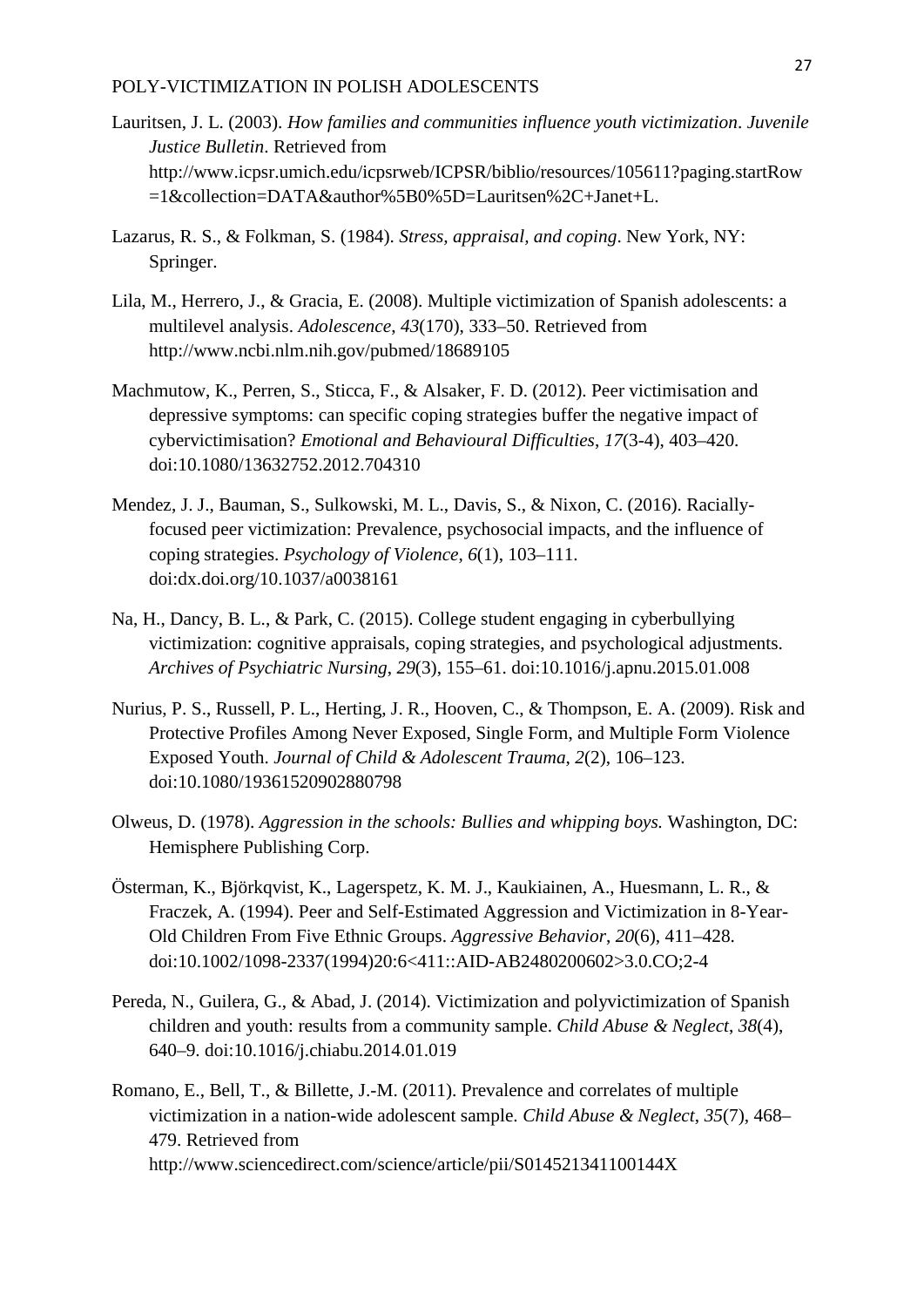Lauritsen, J. L. (2003). *How families and communities influence youth victimization*. *Juvenile Justice Bulletin*. Retrieved from http://www.icpsr.umich.edu/icpsrweb/ICPSR/biblio/resources/105611?paging.startRow=1&collection=DATA&author%5B0%5D=Lauritsen%2C+Janet+L.

Lazarus, R. S., & Folkman, S. (1984). *Stress, appraisal, and coping*. New York, NY: Springer.

Lila, M., Herrero, J., & Gracia, E. (2008). Multiple victimization of Spanish adolescents: a multilevel analysis. *Adolescence*, *43*(170), 333–50. Retrieved from http://www.ncbi.nlm.nih.gov/pubmed/18689105

Machmutow, K., Perren, S., Sticca, F., & Alsaker, F. D. (2012). Peer victimisation and depressive symptoms: can specific coping strategies buffer the negative impact of cybervictimisation? *Emotional and Behavioural Difficulties*, *17*(3-4), 403–420. doi:10.1080/13632752.2012.704310

Mendez, J. J., Bauman, S., Sulkowski, M. L., Davis, S., & Nixon, C. (2016). Racially-focused peer victimization: Prevalence, psychosocial impacts, and the influence of coping strategies. *Psychology of Violence*, *6*(1), 103–111. doi:dx.doi.org/10.1037/a0038161

Na, H., Dancy, B. L., & Park, C. (2015). College student engaging in cyberbullying victimization: cognitive appraisals, coping strategies, and psychological adjustments. *Archives of Psychiatric Nursing*, *29*(3), 155–61. doi:10.1016/j.apnu.2015.01.008

Nurius, P. S., Russell, P. L., Herting, J. R., Hooven, C., & Thompson, E. A. (2009). Risk and Protective Profiles Among Never Exposed, Single Form, and Multiple Form Violence Exposed Youth. *Journal of Child & Adolescent Trauma*, *2*(2), 106–123. doi:10.1080/19361520902880798

Olweus, D. (1978). *Aggression in the schools: Bullies and whipping boys.* Washington, DC: Hemisphere Publishing Corp.

Österman, K., Björkqvist, K., Lagerspetz, K. M. J., Kaukiainen, A., Huesmann, L. R., & Fraczek, A. (1994). Peer and Self-Estimated Aggression and Victimization in 8-Year-Old Children From Five Ethnic Groups. *Aggressive Behavior*, *20*(6), 411–428. doi:10.1002/1098-2337(1994)20:6<411::AID-AB2480200602>3.0.CO;2-4

Pereda, N., Guilera, G., & Abad, J. (2014). Victimization and polyvictimization of Spanish children and youth: results from a community sample. *Child Abuse & Neglect*, *38*(4), 640–9. doi:10.1016/j.chiabu.2014.01.019

Romano, E., Bell, T., & Billette, J.-M. (2011). Prevalence and correlates of multiple victimization in a nation-wide adolescent sample. *Child Abuse & Neglect*, *35*(7), 468–479. Retrieved from http://www.sciencedirect.com/science/article/pii/S014521341100144X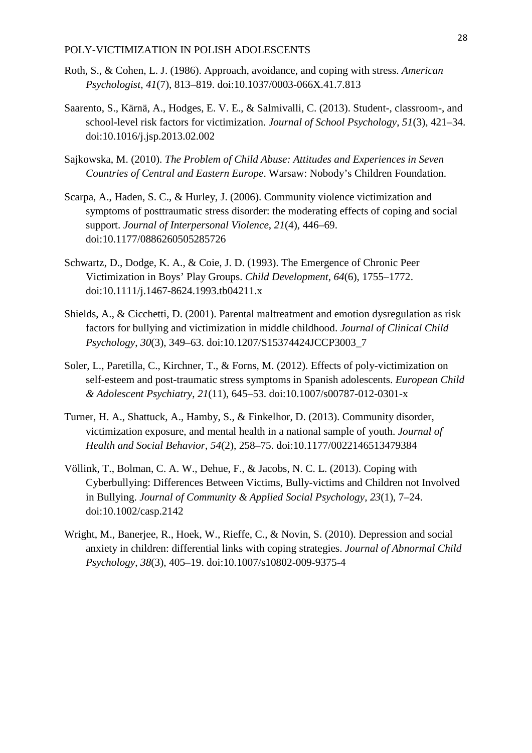Roth, S., & Cohen, L. J. (1986). Approach, avoidance, and coping with stress. *American Psychologist*, *41*(7), 813–819. doi:10.1037/0003-066X.41.7.813

Saarento, S., Kärnä, A., Hodges, E. V. E., & Salmivalli, C. (2013). Student-, classroom-, and school-level risk factors for victimization. *Journal of School Psychology*, *51*(3), 421–34. doi:10.1016/j.jsp.2013.02.002

Sajkowska, M. (2010). *The Problem of Child Abuse: Attitudes and Experiences in Seven Countries of Central and Eastern Europe*. Warsaw: Nobody's Children Foundation.

Scarpa, A., Haden, S. C., & Hurley, J. (2006). Community violence victimization and symptoms of posttraumatic stress disorder: the moderating effects of coping and social support. *Journal of Interpersonal Violence*, *21*(4), 446–69. doi:10.1177/0886260505285726

Schwartz, D., Dodge, K. A., & Coie, J. D. (1993). The Emergence of Chronic Peer Victimization in Boys' Play Groups. *Child Development*, *64*(6), 1755–1772. doi:10.1111/j.1467-8624.1993.tb04211.x

Shields, A., & Cicchetti, D. (2001). Parental maltreatment and emotion dysregulation as risk factors for bullying and victimization in middle childhood. *Journal of Clinical Child Psychology*, *30*(3), 349–63. doi:10.1207/S15374424JCCP3003_7

Soler, L., Paretilla, C., Kirchner, T., & Forns, M. (2012). Effects of poly-victimization on self-esteem and post-traumatic stress symptoms in Spanish adolescents. *European Child & Adolescent Psychiatry*, *21*(11), 645–53. doi:10.1007/s00787-012-0301-x

Turner, H. A., Shattuck, A., Hamby, S., & Finkelhor, D. (2013). Community disorder, victimization exposure, and mental health in a national sample of youth. *Journal of Health and Social Behavior*, *54*(2), 258–75. doi:10.1177/0022146513479384

Völlink, T., Bolman, C. A. W., Dehue, F., & Jacobs, N. C. L. (2013). Coping with Cyberbullying: Differences Between Victims, Bully-victims and Children not Involved in Bullying. *Journal of Community & Applied Social Psychology*, *23*(1), 7–24. doi:10.1002/casp.2142

Wright, M., Banerjee, R., Hoek, W., Rieffe, C., & Novin, S. (2010). Depression and social anxiety in children: differential links with coping strategies. *Journal of Abnormal Child Psychology*, *38*(3), 405–19. doi:10.1007/s10802-009-9375-4